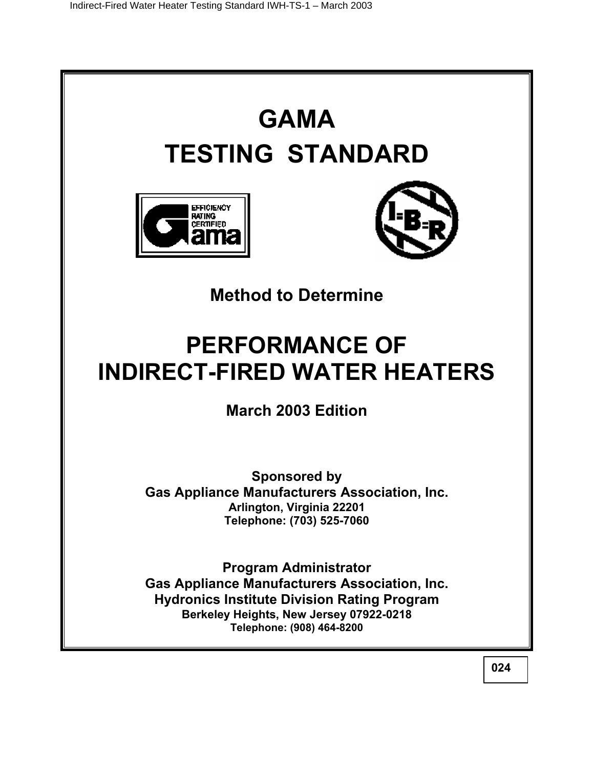# GAMA TESTING STANDARD

## Method to Determine

# PERFORMANCE OF INDIRECT-FIRED WATER HEATERS

**March 2003 Edition**

**Sponsored by**
**Gas Appliance Manufacturers Association, Inc.**
**Arlington, Virginia 22201**
**Telephone: (703) 525-7060**

**Program Administrator**
**Gas Appliance Manufacturers Association, Inc.**
**Hydronics Institute Division Rating Program**
**Berkeley Heights, New Jersey 07922-0218**
**Telephone: (908) 464-8200**

024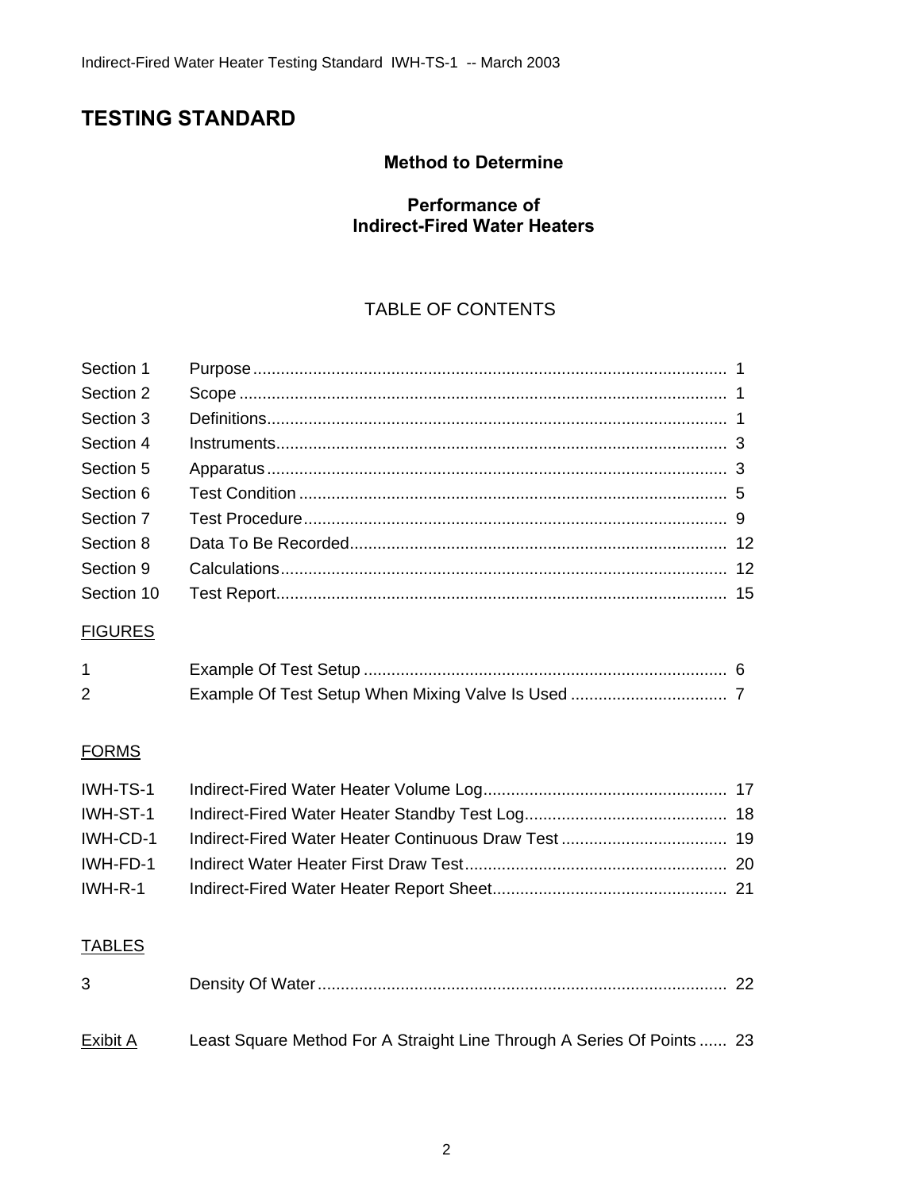# TESTING STANDARD

**Method to Determine**

**Performance of Indirect-Fired Water Heaters**

TABLE OF CONTENTS

| | | |
|---|---|---|
| Section 1 | Purpose | 1 |
| Section 2 | Scope | 1 |
| Section 3 | Definitions | 1 |
| Section 4 | Instruments | 3 |
| Section 5 | Apparatus | 3 |
| Section 6 | Test Condition | 5 |
| Section 7 | Test Procedure | 9 |
| Section 8 | Data To Be Recorded | 12 |
| Section 9 | Calculations | 12 |
| Section 10 | Test Report | 15 |

FIGURES

| | | |
|---|---|---|
| 1 | Example Of Test Setup | 6 |
| 2 | Example Of Test Setup When Mixing Valve Is Used | 7 |

FORMS

| | | |
|---|---|---|
| IWH-TS-1 | Indirect-Fired Water Heater Volume Log | 17 |
| IWH-ST-1 | Indirect-Fired Water Heater Standby Test Log | 18 |
| IWH-CD-1 | Indirect-Fired Water Heater Continuous Draw Test | 19 |
| IWH-FD-1 | Indirect Water Heater First Draw Test | 20 |
| IWH-R-1 | Indirect-Fired Water Heater Report Sheet | 21 |

TABLES

| | | |
|---|---|---|
| 3 | Density Of Water | 22 |

| | | |
|---|---|---|
| Exibit A | Least Square Method For A Straight Line Through A Series Of Points | 23 |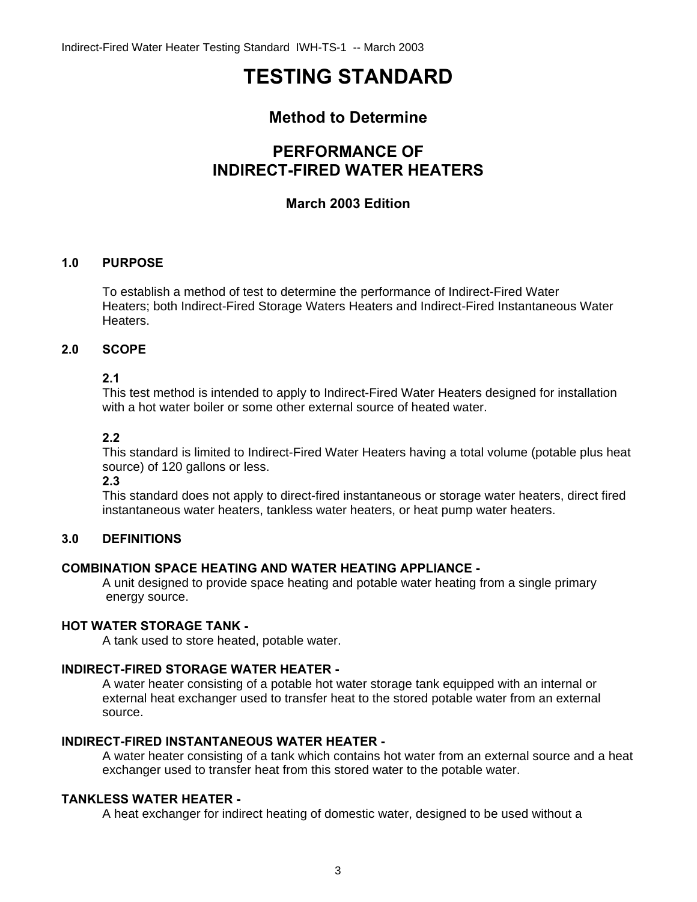# TESTING STANDARD

## Method to Determine

## PERFORMANCE OF INDIRECT-FIRED WATER HEATERS

### March 2003 Edition

**1.0 PURPOSE**

To establish a method of test to determine the performance of Indirect-Fired Water Heaters; both Indirect-Fired Storage Waters Heaters and Indirect-Fired Instantaneous Water Heaters.

**2.0 SCOPE**

**2.1**
This test method is intended to apply to Indirect-Fired Water Heaters designed for installation with a hot water boiler or some other external source of heated water.

**2.2**
This standard is limited to Indirect-Fired Water Heaters having a total volume (potable plus heat source) of 120 gallons or less.

**2.3**
This standard does not apply to direct-fired instantaneous or storage water heaters, direct fired instantaneous water heaters, tankless water heaters, or heat pump water heaters.

**3.0 DEFINITIONS**

**COMBINATION SPACE HEATING AND WATER HEATING APPLIANCE -**
A unit designed to provide space heating and potable water heating from a single primary energy source.

**HOT WATER STORAGE TANK -**
A tank used to store heated, potable water.

**INDIRECT-FIRED STORAGE WATER HEATER -**
A water heater consisting of a potable hot water storage tank equipped with an internal or external heat exchanger used to transfer heat to the stored potable water from an external source.

**INDIRECT-FIRED INSTANTANEOUS WATER HEATER -**
A water heater consisting of a tank which contains hot water from an external source and a heat exchanger used to transfer heat from this stored water to the potable water.

**TANKLESS WATER HEATER -**
A heat exchanger for indirect heating of domestic water, designed to be used without a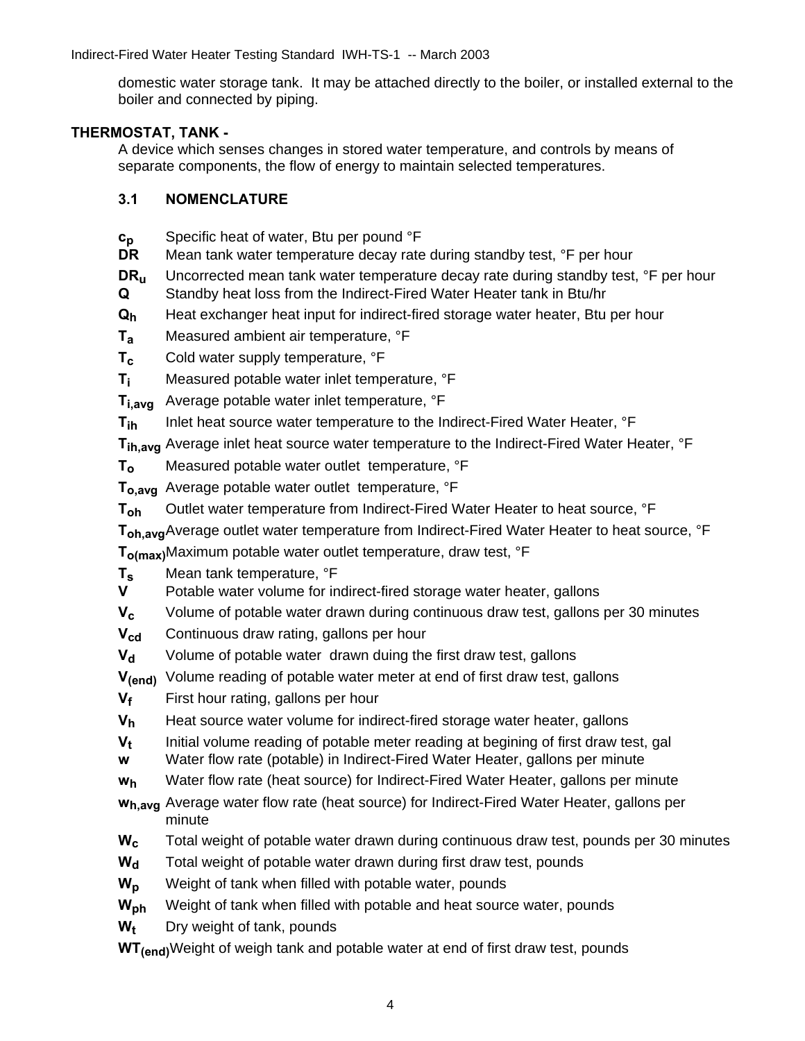domestic water storage tank. It may be attached directly to the boiler, or installed external to the boiler and connected by piping.

**THERMOSTAT, TANK -**

A device which senses changes in stored water temperature, and controls by means of separate components, the flow of energy to maintain selected temperatures.

### 3.1 NOMENCLATURE

- $c_p$ Specific heat of water, Btu per pound °F
- **DR** Mean tank water temperature decay rate during standby test, °F per hour
- $DR_u$ Uncorrected mean tank water temperature decay rate during standby test, °F per hour
- **Q** Standby heat loss from the Indirect-Fired Water Heater tank in Btu/hr
- $Q_h$ Heat exchanger heat input for indirect-fired storage water heater, Btu per hour
- $T_a$ Measured ambient air temperature, °F
- $T_c$ Cold water supply temperature, °F
- $T_i$ Measured potable water inlet temperature, °F
- $T_{i,avg}$ Average potable water inlet temperature, °F
- $T_{ih}$ Inlet heat source water temperature to the Indirect-Fired Water Heater, °F
- $T_{ih,avg}$ Average inlet heat source water temperature to the Indirect-Fired Water Heater, °F
- $T_o$ Measured potable water outlet temperature, °F
- $T_{o,avg}$ Average potable water outlet temperature, °F
- $T_{oh}$ Outlet water temperature from Indirect-Fired Water Heater to heat source, °F
- $T_{oh,avg}$ Average outlet water temperature from Indirect-Fired Water Heater to heat source, °F
- $T_{o(max)}$ Maximum potable water outlet temperature, draw test, °F
- $T_s$ Mean tank temperature, °F
- **V** Potable water volume for indirect-fired storage water heater, gallons
- $V_c$ Volume of potable water drawn during continuous draw test, gallons per 30 minutes
- $V_{cd}$ Continuous draw rating, gallons per hour
- $V_d$ Volume of potable water drawn duing the first draw test, gallons
- $V_{(end)}$ Volume reading of potable water meter at end of first draw test, gallons
- $V_f$ First hour rating, gallons per hour
- $V_h$ Heat source water volume for indirect-fired storage water heater, gallons
- $V_t$ Initial volume reading of potable meter reading at begining of first draw test, gal
- **w** Water flow rate (potable) in Indirect-Fired Water Heater, gallons per minute
- $w_h$ Water flow rate (heat source) for Indirect-Fired Water Heater, gallons per minute
- $w_{h,avg}$ Average water flow rate (heat source) for Indirect-Fired Water Heater, gallons per minute
- $W_c$ Total weight of potable water drawn during continuous draw test, pounds per 30 minutes
- $W_d$ Total weight of potable water drawn during first draw test, pounds
- $W_p$ Weight of tank when filled with potable water, pounds
- $W_{ph}$ Weight of tank when filled with potable and heat source water, pounds
- $W_t$ Dry weight of tank, pounds
- $WT_{(end)}$ Weight of weigh tank and potable water at end of first draw test, pounds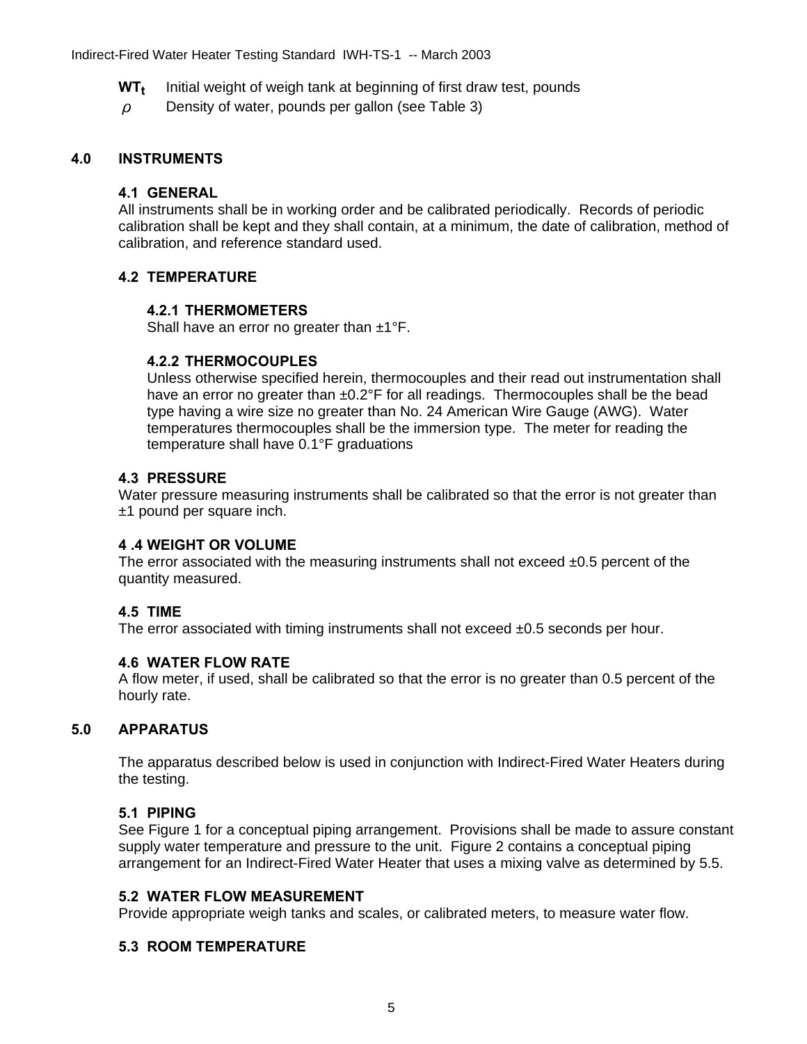$WT_t$ Initial weight of weigh tank at beginning of first draw test, pounds

$\rho$ Density of water, pounds per gallon (see Table 3)

# 4.0 INSTRUMENTS

## 4.1 GENERAL

All instruments shall be in working order and be calibrated periodically. Records of periodic calibration shall be kept and they shall contain, at a minimum, the date of calibration, method of calibration, and reference standard used.

## 4.2 TEMPERATURE

### 4.2.1 THERMOMETERS

Shall have an error no greater than ±1°F.

### 4.2.2 THERMOCOUPLES

Unless otherwise specified herein, thermocouples and their read out instrumentation shall have an error no greater than ±0.2°F for all readings. Thermocouples shall be the bead type having a wire size no greater than No. 24 American Wire Gauge (AWG). Water temperatures thermocouples shall be the immersion type. The meter for reading the temperature shall have 0.1°F graduations

## 4.3 PRESSURE

Water pressure measuring instruments shall be calibrated so that the error is not greater than ±1 pound per square inch.

## 4 .4 WEIGHT OR VOLUME

The error associated with the measuring instruments shall not exceed ±0.5 percent of the quantity measured.

## 4.5 TIME

The error associated with timing instruments shall not exceed ±0.5 seconds per hour.

## 4.6 WATER FLOW RATE

A flow meter, if used, shall be calibrated so that the error is no greater than 0.5 percent of the hourly rate.

# 5.0 APPARATUS

The apparatus described below is used in conjunction with Indirect-Fired Water Heaters during the testing.

## 5.1 PIPING

See Figure 1 for a conceptual piping arrangement. Provisions shall be made to assure constant supply water temperature and pressure to the unit. Figure 2 contains a conceptual piping arrangement for an Indirect-Fired Water Heater that uses a mixing valve as determined by 5.5.

## 5.2 WATER FLOW MEASUREMENT

Provide appropriate weigh tanks and scales, or calibrated meters, to measure water flow.

## 5.3 ROOM TEMPERATURE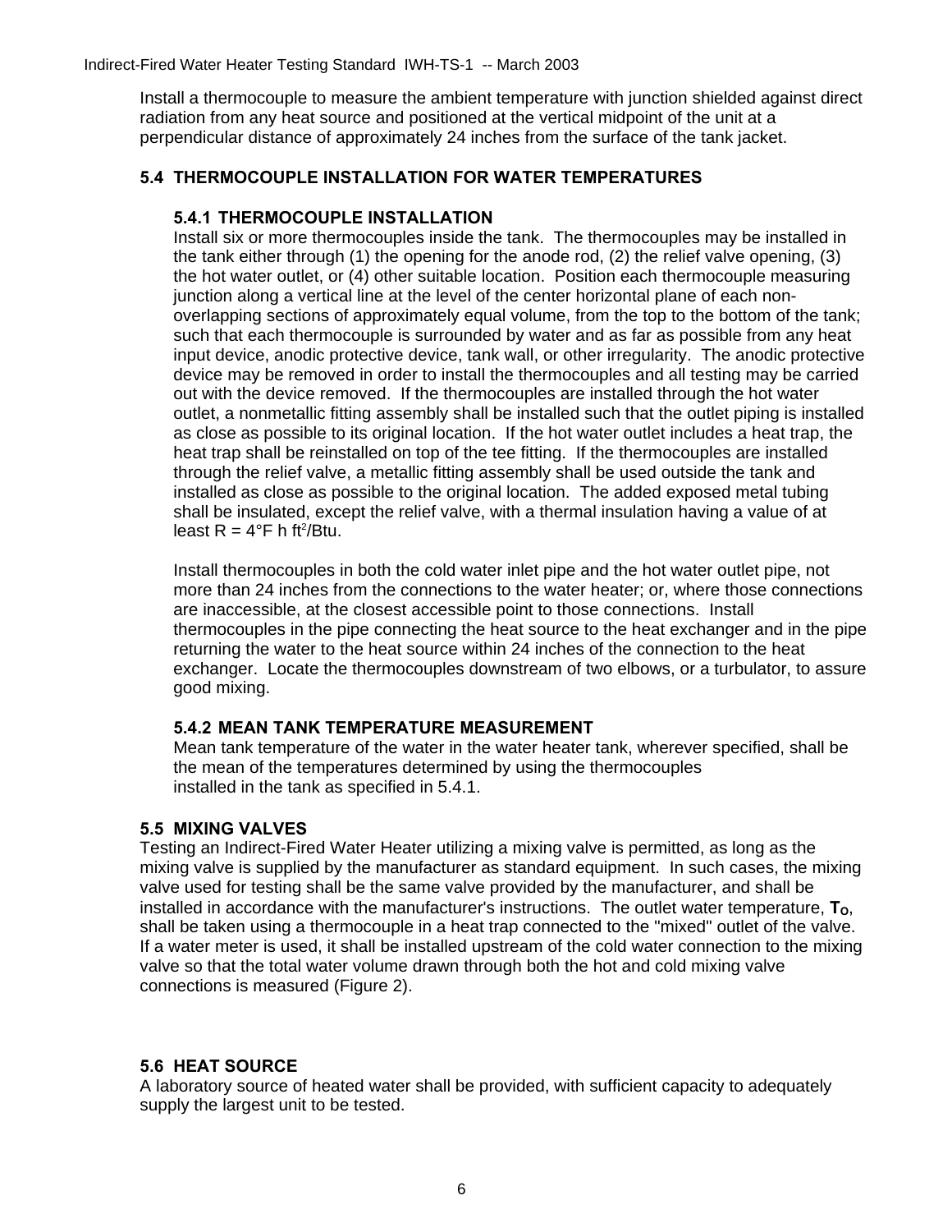Install a thermocouple to measure the ambient temperature with junction shielded against direct radiation from any heat source and positioned at the vertical midpoint of the unit at a perpendicular distance of approximately 24 inches from the surface of the tank jacket.

## 5.4 THERMOCOUPLE INSTALLATION FOR WATER TEMPERATURES

### 5.4.1 THERMOCOUPLE INSTALLATION

Install six or more thermocouples inside the tank. The thermocouples may be installed in the tank either through (1) the opening for the anode rod, (2) the relief valve opening, (3) the hot water outlet, or (4) other suitable location. Position each thermocouple measuring junction along a vertical line at the level of the center horizontal plane of each non-overlapping sections of approximately equal volume, from the top to the bottom of the tank; such that each thermocouple is surrounded by water and as far as possible from any heat input device, anodic protective device, tank wall, or other irregularity. The anodic protective device may be removed in order to install the thermocouples and all testing may be carried out with the device removed. If the thermocouples are installed through the hot water outlet, a nonmetallic fitting assembly shall be installed such that the outlet piping is installed as close as possible to its original location. If the hot water outlet includes a heat trap, the heat trap shall be reinstalled on top of the tee fitting. If the thermocouples are installed through the relief valve, a metallic fitting assembly shall be used outside the tank and installed as close as possible to the original location. The added exposed metal tubing shall be insulated, except the relief valve, with a thermal insulation having a value of at least R = 4°F h $ft^2$/Btu.

Install thermocouples in both the cold water inlet pipe and the hot water outlet pipe, not more than 24 inches from the connections to the water heater; or, where those connections are inaccessible, at the closest accessible point to those connections. Install thermocouples in the pipe connecting the heat source to the heat exchanger and in the pipe returning the water to the heat source within 24 inches of the connection to the heat exchanger. Locate the thermocouples downstream of two elbows, or a turbulator, to assure good mixing.

### 5.4.2 MEAN TANK TEMPERATURE MEASUREMENT

Mean tank temperature of the water in the water heater tank, wherever specified, shall be the mean of the temperatures determined by using the thermocouples installed in the tank as specified in 5.4.1.

## 5.5 MIXING VALVES

Testing an Indirect-Fired Water Heater utilizing a mixing valve is permitted, as long as the mixing valve is supplied by the manufacturer as standard equipment. In such cases, the mixing valve used for testing shall be the same valve provided by the manufacturer, and shall be installed in accordance with the manufacturer's instructions. The outlet water temperature, $\mathbf{T_O}$, shall be taken using a thermocouple in a heat trap connected to the "mixed" outlet of the valve. If a water meter is used, it shall be installed upstream of the cold water connection to the mixing valve so that the total water volume drawn through both the hot and cold mixing valve connections is measured (Figure 2).

## 5.6 HEAT SOURCE

A laboratory source of heated water shall be provided, with sufficient capacity to adequately supply the largest unit to be tested.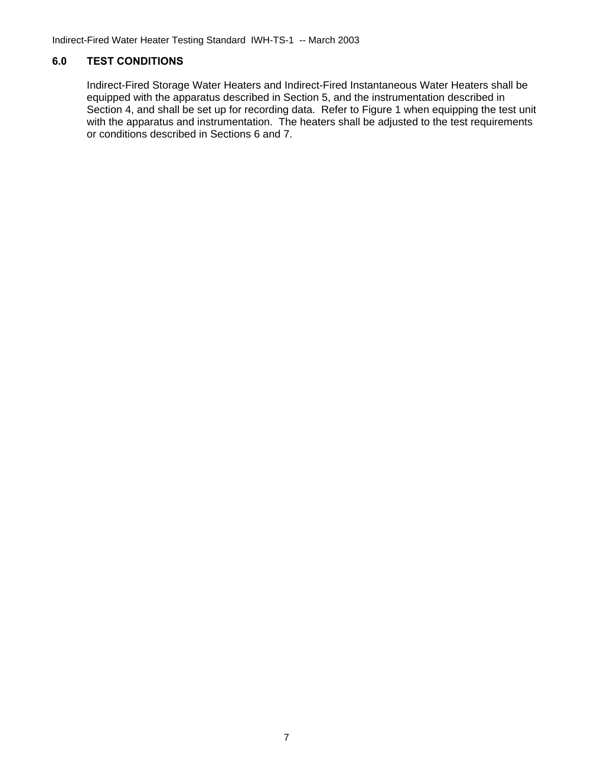## 6.0 TEST CONDITIONS

Indirect-Fired Storage Water Heaters and Indirect-Fired Instantaneous Water Heaters shall be equipped with the apparatus described in Section 5, and the instrumentation described in Section 4, and shall be set up for recording data. Refer to Figure 1 when equipping the test unit with the apparatus and instrumentation. The heaters shall be adjusted to the test requirements or conditions described in Sections 6 and 7.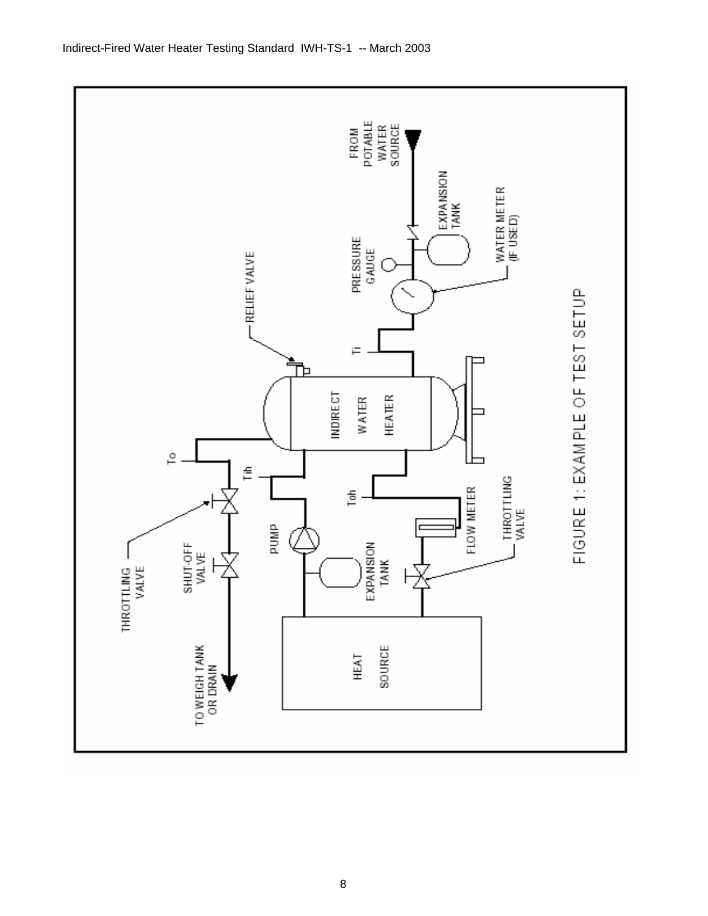FIGURE 1: EXAMPLE OF TEST SETUP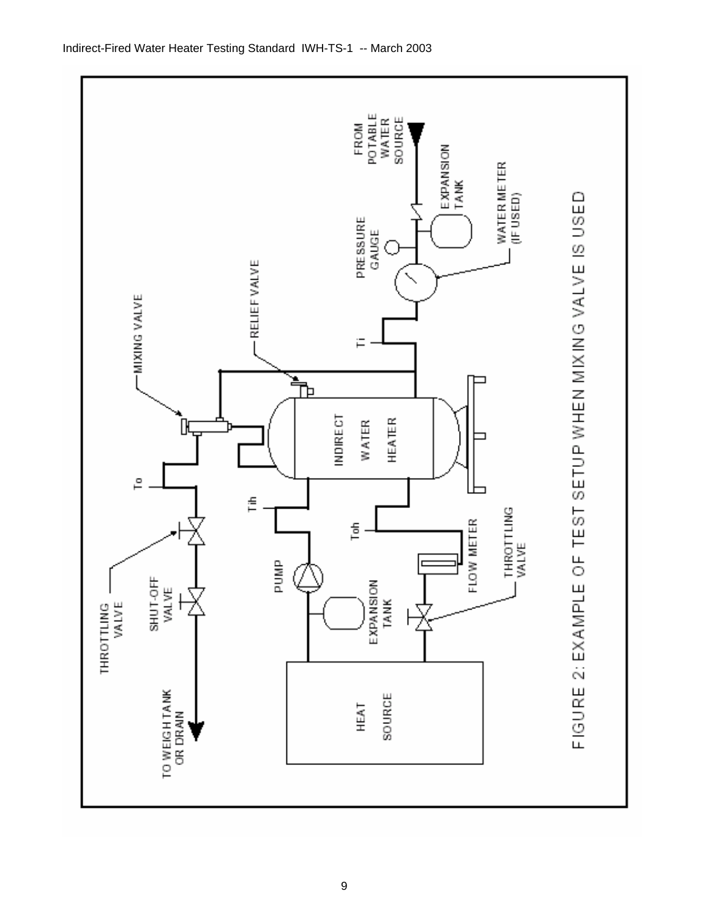FIGURE 2: EXAMPLE OF TEST SETUP WHEN MIXING VALVE IS USED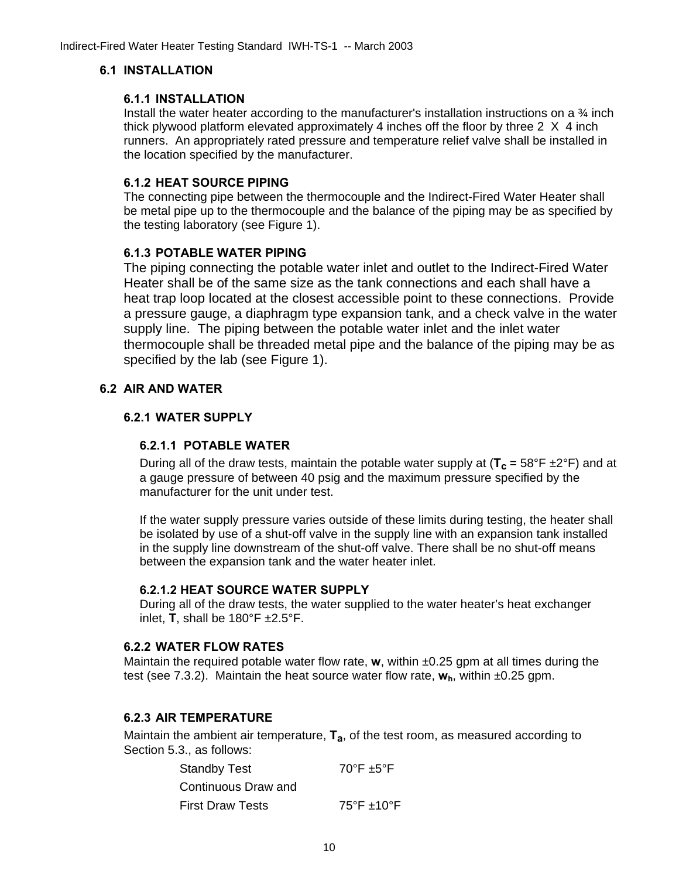## 6.1 INSTALLATION

### 6.1.1 INSTALLATION

Install the water heater according to the manufacturer's installation instructions on a ¾ inch thick plywood platform elevated approximately 4 inches off the floor by three 2 X 4 inch runners. An appropriately rated pressure and temperature relief valve shall be installed in the location specified by the manufacturer.

### 6.1.2 HEAT SOURCE PIPING

The connecting pipe between the thermocouple and the Indirect-Fired Water Heater shall be metal pipe up to the thermocouple and the balance of the piping may be as specified by the testing laboratory (see Figure 1).

### 6.1.3 POTABLE WATER PIPING

The piping connecting the potable water inlet and outlet to the Indirect-Fired Water Heater shall be of the same size as the tank connections and each shall have a heat trap loop located at the closest accessible point to these connections. Provide a pressure gauge, a diaphragm type expansion tank, and a check valve in the water supply line. The piping between the potable water inlet and the inlet water thermocouple shall be threaded metal pipe and the balance of the piping may be as specified by the lab (see Figure 1).

## 6.2 AIR AND WATER

### 6.2.1 WATER SUPPLY

#### 6.2.1.1 POTABLE WATER

During all of the draw tests, maintain the potable water supply at ($\mathbf{T_c}$ = 58°F ±2°F) and at a gauge pressure of between 40 psig and the maximum pressure specified by the manufacturer for the unit under test.

If the water supply pressure varies outside of these limits during testing, the heater shall be isolated by use of a shut-off valve in the supply line with an expansion tank installed in the supply line downstream of the shut-off valve. There shall be no shut-off means between the expansion tank and the water heater inlet.

#### 6.2.1.2 HEAT SOURCE WATER SUPPLY

During all of the draw tests, the water supplied to the water heater's heat exchanger inlet, **T**, shall be 180°F ±2.5°F.

### 6.2.2 WATER FLOW RATES

Maintain the required potable water flow rate, **w**, within ±0.25 gpm at all times during the test (see 7.3.2). Maintain the heat source water flow rate, $\mathbf{w_h}$, within ±0.25 gpm.

### 6.2.3 AIR TEMPERATURE

Maintain the ambient air temperature, $\mathbf{T_a}$, of the test room, as measured according to Section 5.3., as follows:

| | |
|---|---|
| Standby Test | 70°F ±5°F |
| Continuous Draw and First Draw Tests | 75°F ±10°F |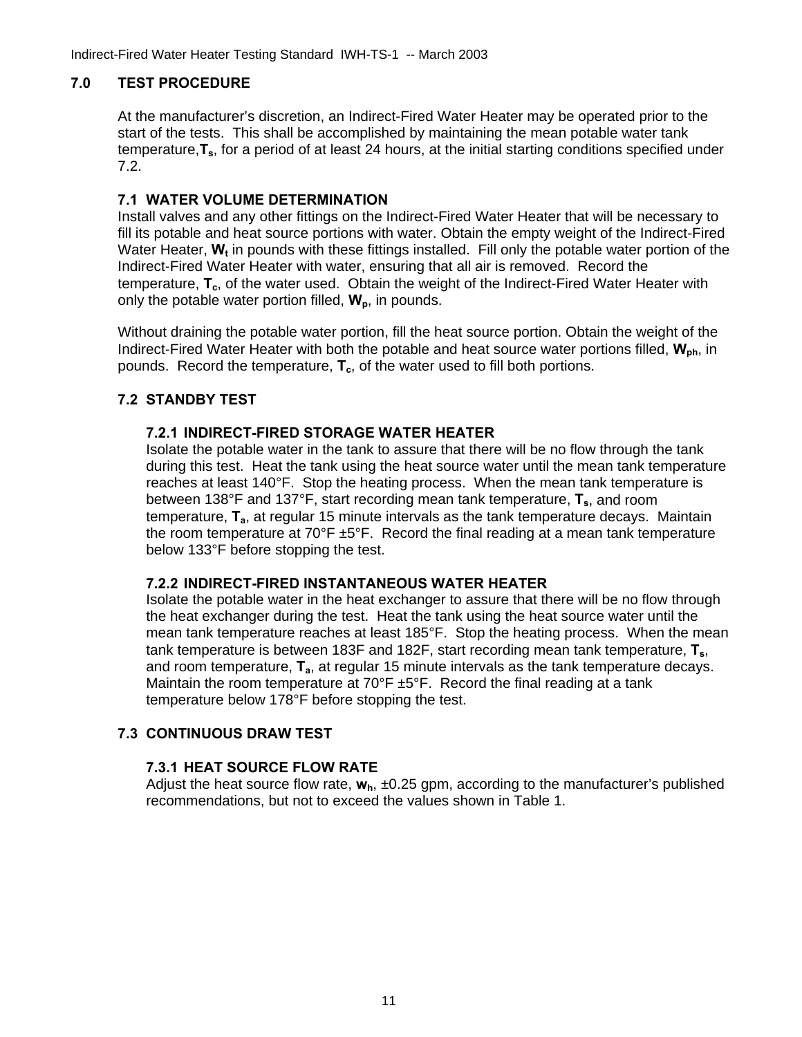## 7.0 TEST PROCEDURE

At the manufacturer's discretion, an Indirect-Fired Water Heater may be operated prior to the start of the tests. This shall be accomplished by maintaining the mean potable water tank temperature, $\mathbf{T_s}$, for a period of at least 24 hours, at the initial starting conditions specified under 7.2.

### 7.1 WATER VOLUME DETERMINATION

Install valves and any other fittings on the Indirect-Fired Water Heater that will be necessary to fill its potable and heat source portions with water. Obtain the empty weight of the Indirect-Fired Water Heater, $\mathbf{W_t}$ in pounds with these fittings installed. Fill only the potable water portion of the Indirect-Fired Water Heater with water, ensuring that all air is removed. Record the temperature, $\mathbf{T_c}$, of the water used. Obtain the weight of the Indirect-Fired Water Heater with only the potable water portion filled, $\mathbf{W_p}$, in pounds.

Without draining the potable water portion, fill the heat source portion. Obtain the weight of the Indirect-Fired Water Heater with both the potable and heat source water portions filled, $\mathbf{W_{ph}}$, in pounds. Record the temperature, $\mathbf{T_c}$, of the water used to fill both portions.

### 7.2 STANDBY TEST

#### 7.2.1 INDIRECT-FIRED STORAGE WATER HEATER

Isolate the potable water in the tank to assure that there will be no flow through the tank during this test. Heat the tank using the heat source water until the mean tank temperature reaches at least 140°F. Stop the heating process. When the mean tank temperature is between 138°F and 137°F, start recording mean tank temperature, $\mathbf{T_s}$, and room temperature, $\mathbf{T_a}$, at regular 15 minute intervals as the tank temperature decays. Maintain the room temperature at 70°F ±5°F. Record the final reading at a mean tank temperature below 133°F before stopping the test.

#### 7.2.2 INDIRECT-FIRED INSTANTANEOUS WATER HEATER

Isolate the potable water in the heat exchanger to assure that there will be no flow through the heat exchanger during the test. Heat the tank using the heat source water until the mean tank temperature reaches at least 185°F. Stop the heating process. When the mean tank temperature is between 183F and 182F, start recording mean tank temperature, $\mathbf{T_s}$, and room temperature, $\mathbf{T_a}$, at regular 15 minute intervals as the tank temperature decays. Maintain the room temperature at 70°F ±5°F. Record the final reading at a tank temperature below 178°F before stopping the test.

### 7.3 CONTINUOUS DRAW TEST

#### 7.3.1 HEAT SOURCE FLOW RATE

Adjust the heat source flow rate, $\mathbf{w_h}$, ±0.25 gpm, according to the manufacturer's published recommendations, but not to exceed the values shown in Table 1.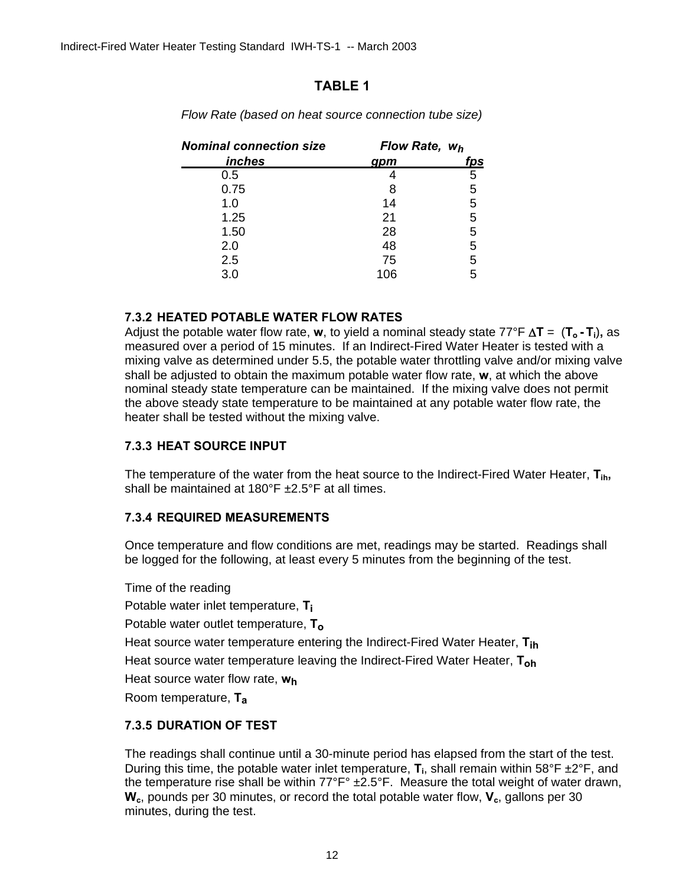## TABLE 1

*Flow Rate (based on heat source connection tube size)*

| *Nominal connection size* | *Flow Rate, $w_h$* | |
|---|---|---|
| *inches* | *gpm* | *fps* |
| 0.5 | 4 | 5 |
| 0.75 | 8 | 5 |
| 1.0 | 14 | 5 |
| 1.25 | 21 | 5 |
| 1.50 | 28 | 5 |
| 2.0 | 48 | 5 |
| 2.5 | 75 | 5 |
| 3.0 | 106 | 5 |

### 7.3.2 HEATED POTABLE WATER FLOW RATES

Adjust the potable water flow rate, **w**, to yield a nominal steady state 77°F $\Delta T = (T_o - T_i)$, as measured over a period of 15 minutes. If an Indirect-Fired Water Heater is tested with a mixing valve as determined under 5.5, the potable water throttling valve and/or mixing valve shall be adjusted to obtain the maximum potable water flow rate, **w**, at which the above nominal steady state temperature can be maintained. If the mixing valve does not permit the above steady state temperature to be maintained at any potable water flow rate, the heater shall be tested without the mixing valve.

### 7.3.3 HEAT SOURCE INPUT

The temperature of the water from the heat source to the Indirect-Fired Water Heater, $T_{ih}$, shall be maintained at 180°F ±2.5°F at all times.

### 7.3.4 REQUIRED MEASUREMENTS

Once temperature and flow conditions are met, readings may be started. Readings shall be logged for the following, at least every 5 minutes from the beginning of the test.

Time of the reading

Potable water inlet temperature, $T_i$

Potable water outlet temperature, $T_o$

Heat source water temperature entering the Indirect-Fired Water Heater, $T_{ih}$

Heat source water temperature leaving the Indirect-Fired Water Heater, $T_{oh}$

Heat source water flow rate, $w_h$

Room temperature, $T_a$

### 7.3.5 DURATION OF TEST

The readings shall continue until a 30-minute period has elapsed from the start of the test. During this time, the potable water inlet temperature, $T_i$, shall remain within 58°F ±2°F, and the temperature rise shall be within 77°F° ±2.5°F. Measure the total weight of water drawn, $W_c$, pounds per 30 minutes, or record the total potable water flow, $V_c$, gallons per 30 minutes, during the test.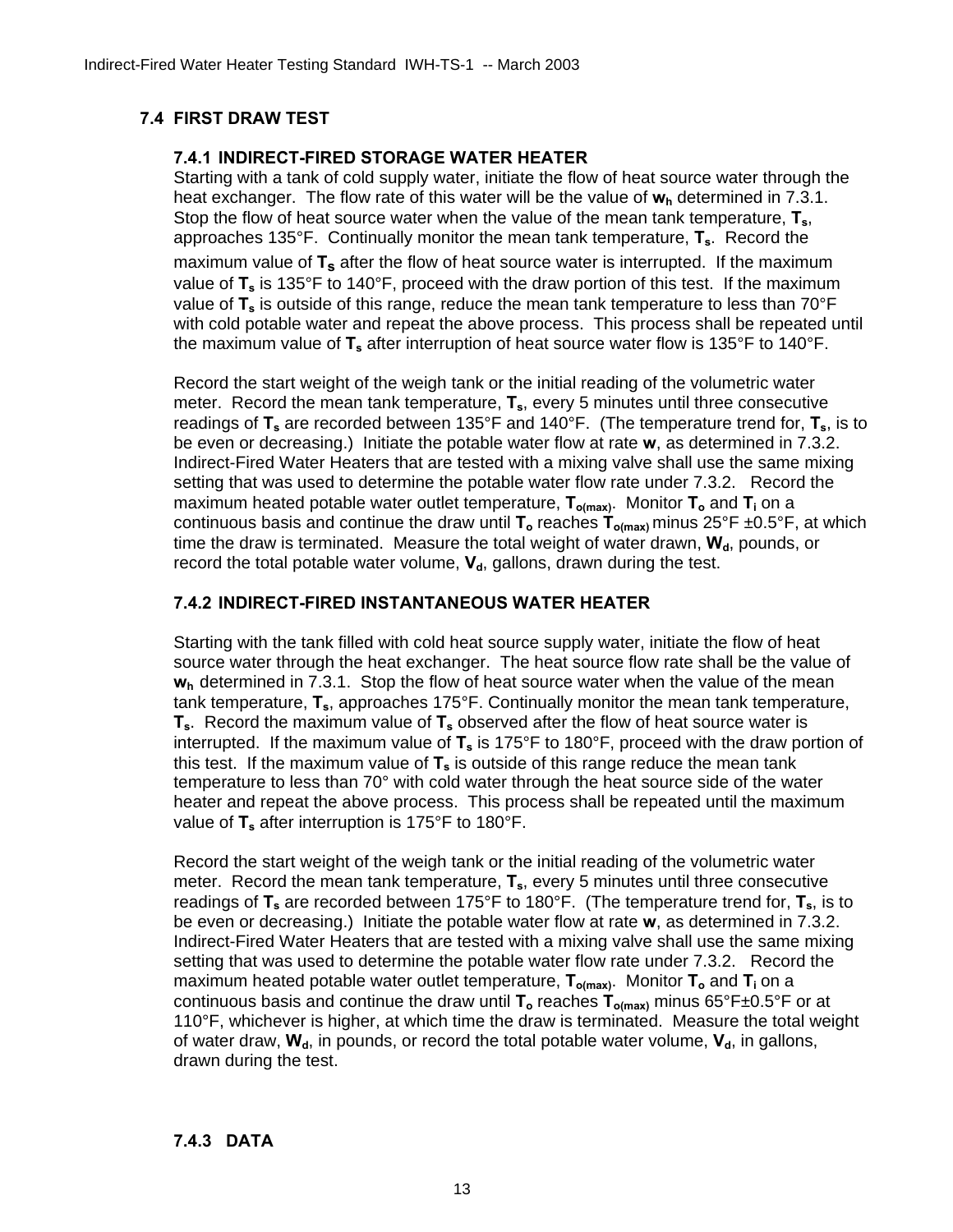## 7.4 FIRST DRAW TEST

### 7.4.1 INDIRECT-FIRED STORAGE WATER HEATER

Starting with a tank of cold supply water, initiate the flow of heat source water through the heat exchanger. The flow rate of this water will be the value of $\mathbf{w_h}$ determined in 7.3.1. Stop the flow of heat source water when the value of the mean tank temperature, $\mathbf{T_s}$, approaches 135°F. Continually monitor the mean tank temperature, $\mathbf{T_s}$. Record the maximum value of $\mathbf{T_S}$ after the flow of heat source water is interrupted. If the maximum value of $\mathbf{T_s}$ is 135°F to 140°F, proceed with the draw portion of this test. If the maximum value of $\mathbf{T_s}$ is outside of this range, reduce the mean tank temperature to less than 70°F with cold potable water and repeat the above process. This process shall be repeated until the maximum value of $\mathbf{T_s}$ after interruption of heat source water flow is 135°F to 140°F.

Record the start weight of the weigh tank or the initial reading of the volumetric water meter. Record the mean tank temperature, $\mathbf{T_s}$, every 5 minutes until three consecutive readings of $\mathbf{T_s}$ are recorded between 135°F and 140°F. (The temperature trend for, $\mathbf{T_s}$, is to be even or decreasing.) Initiate the potable water flow at rate **w**, as determined in 7.3.2. Indirect-Fired Water Heaters that are tested with a mixing valve shall use the same mixing setting that was used to determine the potable water flow rate under 7.3.2. Record the maximum heated potable water outlet temperature, $\mathbf{T_{o(max)}}$. Monitor $\mathbf{T_o}$ and $\mathbf{T_i}$ on a continuous basis and continue the draw until $\mathbf{T_o}$ reaches $\mathbf{T_{o(max)}}$ minus 25°F ±0.5°F, at which time the draw is terminated. Measure the total weight of water drawn, $\mathbf{W_d}$, pounds, or record the total potable water volume, $\mathbf{V_d}$, gallons, drawn during the test.

### 7.4.2 INDIRECT-FIRED INSTANTANEOUS WATER HEATER

Starting with the tank filled with cold heat source supply water, initiate the flow of heat source water through the heat exchanger. The heat source flow rate shall be the value of $\mathbf{w_h}$ determined in 7.3.1. Stop the flow of heat source water when the value of the mean tank temperature, $\mathbf{T_s}$, approaches 175°F. Continually monitor the mean tank temperature, $\mathbf{T_s}$. Record the maximum value of $\mathbf{T_s}$ observed after the flow of heat source water is interrupted. If the maximum value of $\mathbf{T_s}$ is 175°F to 180°F, proceed with the draw portion of this test. If the maximum value of $\mathbf{T_s}$ is outside of this range reduce the mean tank temperature to less than 70° with cold water through the heat source side of the water heater and repeat the above process. This process shall be repeated until the maximum value of $\mathbf{T_s}$ after interruption is 175°F to 180°F.

Record the start weight of the weigh tank or the initial reading of the volumetric water meter. Record the mean tank temperature, $\mathbf{T_s}$, every 5 minutes until three consecutive readings of $\mathbf{T_s}$ are recorded between 175°F to 180°F. (The temperature trend for, $\mathbf{T_s}$, is to be even or decreasing.) Initiate the potable water flow at rate **w**, as determined in 7.3.2. Indirect-Fired Water Heaters that are tested with a mixing valve shall use the same mixing setting that was used to determine the potable water flow rate under 7.3.2. Record the maximum heated potable water outlet temperature, $\mathbf{T_{o(max)}}$. Monitor $\mathbf{T_o}$ and $\mathbf{T_i}$ on a continuous basis and continue the draw until $\mathbf{T_o}$ reaches $\mathbf{T_{o(max)}}$ minus 65°F±0.5°F or at 110°F, whichever is higher, at which time the draw is terminated. Measure the total weight of water draw, $\mathbf{W_d}$, in pounds, or record the total potable water volume, $\mathbf{V_d}$, in gallons, drawn during the test.

### 7.4.3 DATA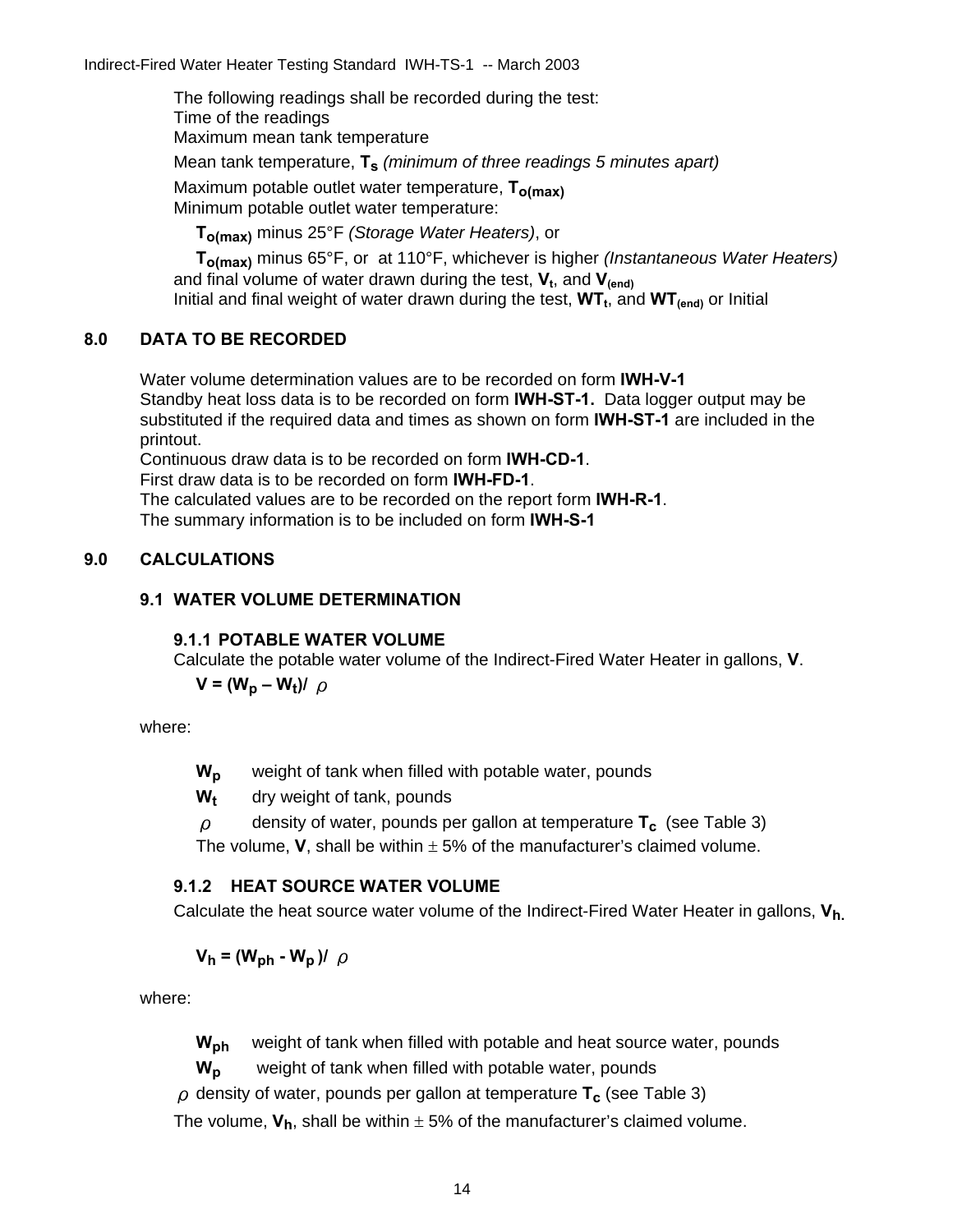The following readings shall be recorded during the test:
Time of the readings
Maximum mean tank temperature
Mean tank temperature, $T_s$ *(minimum of three readings 5 minutes apart)*
Maximum potable outlet water temperature, $T_{o(max)}$
Minimum potable outlet water temperature:

$T_{o(max)}$ minus 25°F *(Storage Water Heaters)*, or

$T_{o(max)}$ minus 65°F, or at 110°F, whichever is higher *(Instantaneous Water Heaters)*
and final volume of water drawn during the test, $V_t$, and $V_{(end)}$
Initial and final weight of water drawn during the test, $WT_t$, and $WT_{(end)}$ or Initial

## 8.0 DATA TO BE RECORDED

Water volume determination values are to be recorded on form **IWH-V-1**
Standby heat loss data is to be recorded on form **IWH-ST-1.** Data logger output may be substituted if the required data and times as shown on form **IWH-ST-1** are included in the printout.
Continuous draw data is to be recorded on form **IWH-CD-1**.
First draw data is to be recorded on form **IWH-FD-1**.
The calculated values are to be recorded on the report form **IWH-R-1**.
The summary information is to be included on form **IWH-S-1**

## 9.0 CALCULATIONS

### 9.1 WATER VOLUME DETERMINATION

#### 9.1.1 POTABLE WATER VOLUME

Calculate the potable water volume of the Indirect-Fired Water Heater in gallons, **V**.

$$V = (W_p - W_t) / \rho$$

where:

$W_p$ weight of tank when filled with potable water, pounds

$W_t$ dry weight of tank, pounds

$\rho$ density of water, pounds per gallon at temperature $T_c$ (see Table 3)

The volume, **V**, shall be within ± 5% of the manufacturer's claimed volume.

#### 9.1.2 HEAT SOURCE WATER VOLUME

Calculate the heat source water volume of the Indirect-Fired Water Heater in gallons, $V_h$.

$$V_h = (W_{ph} - W_p) / \rho$$

where:

$W_{ph}$ weight of tank when filled with potable and heat source water, pounds

$W_p$ weight of tank when filled with potable water, pounds

$\rho$ density of water, pounds per gallon at temperature $T_c$ (see Table 3)

The volume, $V_h$, shall be within ± 5% of the manufacturer's claimed volume.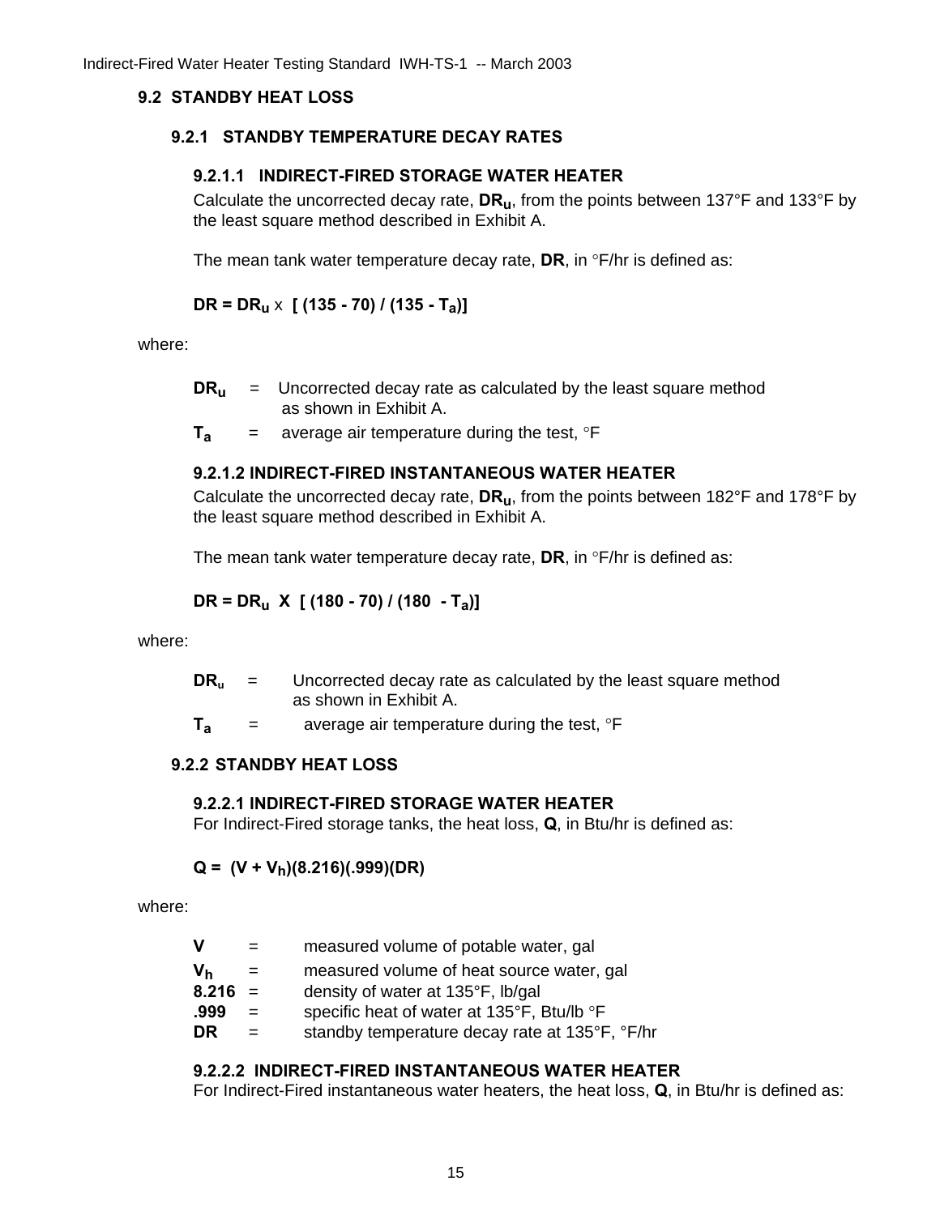## 9.2 STANDBY HEAT LOSS

### 9.2.1 STANDBY TEMPERATURE DECAY RATES

#### 9.2.1.1 INDIRECT-FIRED STORAGE WATER HEATER

Calculate the uncorrected decay rate, $DR_u$, from the points between 137°F and 133°F by the least square method described in Exhibit A.

The mean tank water temperature decay rate, **DR**, in °F/hr is defined as:

$$DR = DR_u \times [(135 - 70) / (135 - T_a)]$$

where:

$DR_u$ = Uncorrected decay rate as calculated by the least square method as shown in Exhibit A.

$T_a$ = average air temperature during the test, °F

#### 9.2.1.2 INDIRECT-FIRED INSTANTANEOUS WATER HEATER

Calculate the uncorrected decay rate, $DR_u$, from the points between 182°F and 178°F by the least square method described in Exhibit A.

The mean tank water temperature decay rate, **DR**, in °F/hr is defined as:

$$DR = DR_u \times [(180 - 70) / (180 - T_a)]$$

where:

$DR_u$ = Uncorrected decay rate as calculated by the least square method as shown in Exhibit A.

$T_a$ = average air temperature during the test, °F

### 9.2.2 STANDBY HEAT LOSS

#### 9.2.2.1 INDIRECT-FIRED STORAGE WATER HEATER

For Indirect-Fired storage tanks, the heat loss, **Q**, in Btu/hr is defined as:

$$Q = (V + V_h)(8.216)(.999)(DR)$$

where:

**V** = measured volume of potable water, gal

$V_h$ = measured volume of heat source water, gal

**8.216** = density of water at 135°F, lb/gal

**.999** = specific heat of water at 135°F, Btu/lb °F

**DR** = standby temperature decay rate at 135°F, °F/hr

#### 9.2.2.2 INDIRECT-FIRED INSTANTANEOUS WATER HEATER

For Indirect-Fired instantaneous water heaters, the heat loss, **Q**, in Btu/hr is defined as: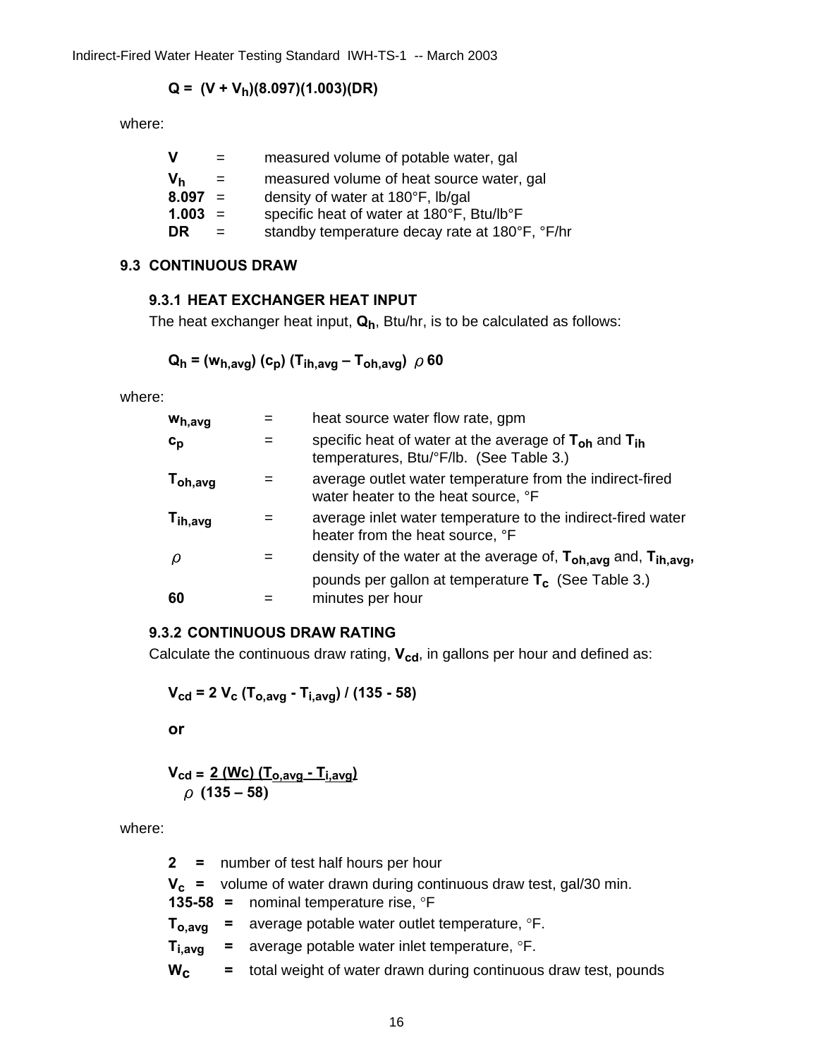$$Q = (V + V_h)(8.097)(1.003)(DR)$$

where:

| | | |
|---|---|---|
| **V** | = | measured volume of potable water, gal |
| $V_h$ | = | measured volume of heat source water, gal |
| **8.097** | = | density of water at 180°F, lb/gal |
| **1.003** | = | specific heat of water at 180°F, Btu/lb°F |
| **DR** | = | standby temperature decay rate at 180°F, °F/hr |

## 9.3 CONTINUOUS DRAW

### 9.3.1 HEAT EXCHANGER HEAT INPUT

The heat exchanger heat input, $Q_h$, Btu/hr, is to be calculated as follows:

$$Q_h = (w_{h,avg})\,(c_p)\,(T_{ih,avg} - T_{oh,avg})\;\rho\;60$$

where:

| | | |
|---|---|---|
| $w_{h,avg}$ | = | heat source water flow rate, gpm |
| $c_p$ | = | specific heat of water at the average of $T_{oh}$ and $T_{ih}$ temperatures, Btu/°F/lb. (See Table 3.) |
| $T_{oh,avg}$ | = | average outlet water temperature from the indirect-fired water heater to the heat source, °F |
| $T_{ih,avg}$ | = | average inlet water temperature to the indirect-fired water heater from the heat source, °F |
| $\rho$ | = | density of the water at the average of, $T_{oh,avg}$ and, $T_{ih,avg}$, pounds per gallon at temperature $T_c$ (See Table 3.) |
| **60** | = | minutes per hour |

### 9.3.2 CONTINUOUS DRAW RATING

Calculate the continuous draw rating, $V_{cd}$, in gallons per hour and defined as:

$$V_{cd} = 2\,V_c\,(T_{o,avg} - T_{i,avg}) / (135 - 58)$$

**or**

$$V_{cd} = \frac{2\,(W_c)\,(T_{o,avg} - T_{i,avg})}{\rho\;(135 - 58)}$$

where:

| | | |
|---|---|---|
| **2** | = | number of test half hours per hour |
| $V_c$ | = | volume of water drawn during continuous draw test, gal/30 min. |
| **135-58** | = | nominal temperature rise, °F |
| $T_{o,avg}$ | = | average potable water outlet temperature, °F. |
| $T_{i,avg}$ | = | average potable water inlet temperature, °F. |
| $W_C$ | = | total weight of water drawn during continuous draw test, pounds |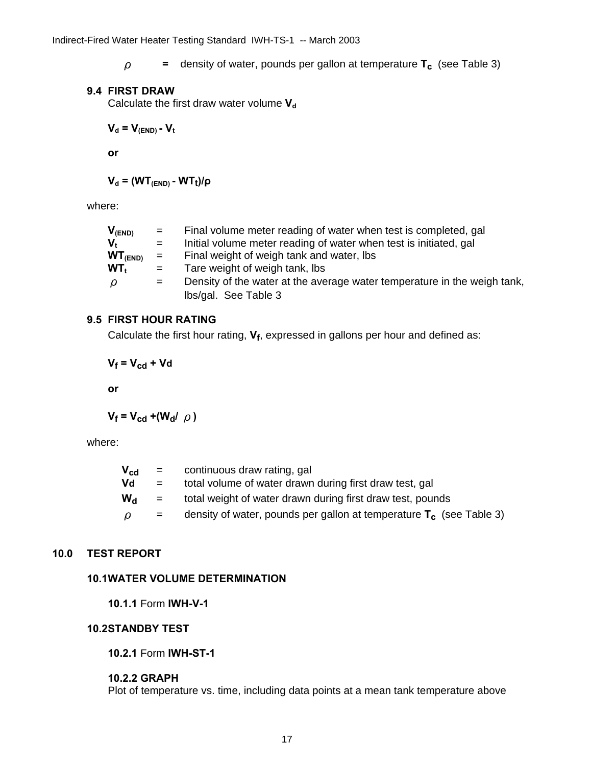$\rho$ **=** density of water, pounds per gallon at temperature $\mathbf{T_c}$ (see Table 3)

### 9.4 FIRST DRAW

Calculate the first draw water volume $\mathbf{V_d}$

$$V_d = V_{(END)} - V_t$$

**or**

$$V_d = (WT_{(END)} - WT_t)/\rho$$

where:

| | | |
|---|---|---|
| $V_{(END)}$ | = | Final volume meter reading of water when test is completed, gal |
| $V_t$ | = | Initial volume meter reading of water when test is initiated, gal |
| $WT_{(END)}$ | = | Final weight of weigh tank and water, lbs |
| $WT_t$ | = | Tare weight of weigh tank, lbs |
| $\rho$ | = | Density of the water at the average water temperature in the weigh tank, lbs/gal. See Table 3 |

### 9.5 FIRST HOUR RATING

Calculate the first hour rating, $\mathbf{V_f}$, expressed in gallons per hour and defined as:

$$V_f = V_{cd} + Vd$$

**or**

$$V_f = V_{cd} + (W_d / \rho)$$

where:

| | | |
|---|---|---|
| $V_{cd}$ | = | continuous draw rating, gal |
| $Vd$ | = | total volume of water drawn during first draw test, gal |
| $W_d$ | = | total weight of water drawn during first draw test, pounds |
| $\rho$ | = | density of water, pounds per gallon at temperature $\mathbf{T_c}$ (see Table 3) |

## 10.0 TEST REPORT

### 10.1 WATER VOLUME DETERMINATION

**10.1.1** Form **IWH-V-1**

### 10.2 STANDBY TEST

**10.2.1** Form **IWH-ST-1**

**10.2.2 GRAPH**

Plot of temperature vs. time, including data points at a mean tank temperature above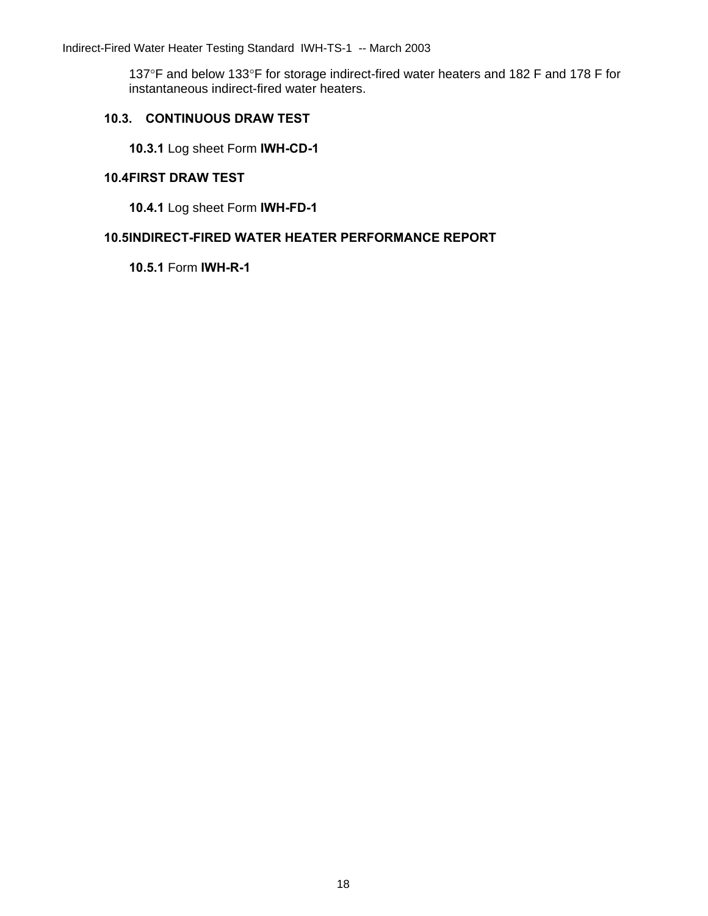137°F and below 133°F for storage indirect-fired water heaters and 182 F and 178 F for instantaneous indirect-fired water heaters.

## 10.3. CONTINUOUS DRAW TEST

**10.3.1** Log sheet Form **IWH-CD-1**

## 10.4 FIRST DRAW TEST

**10.4.1** Log sheet Form **IWH-FD-1**

## 10.5 INDIRECT-FIRED WATER HEATER PERFORMANCE REPORT

**10.5.1** Form **IWH-R-1**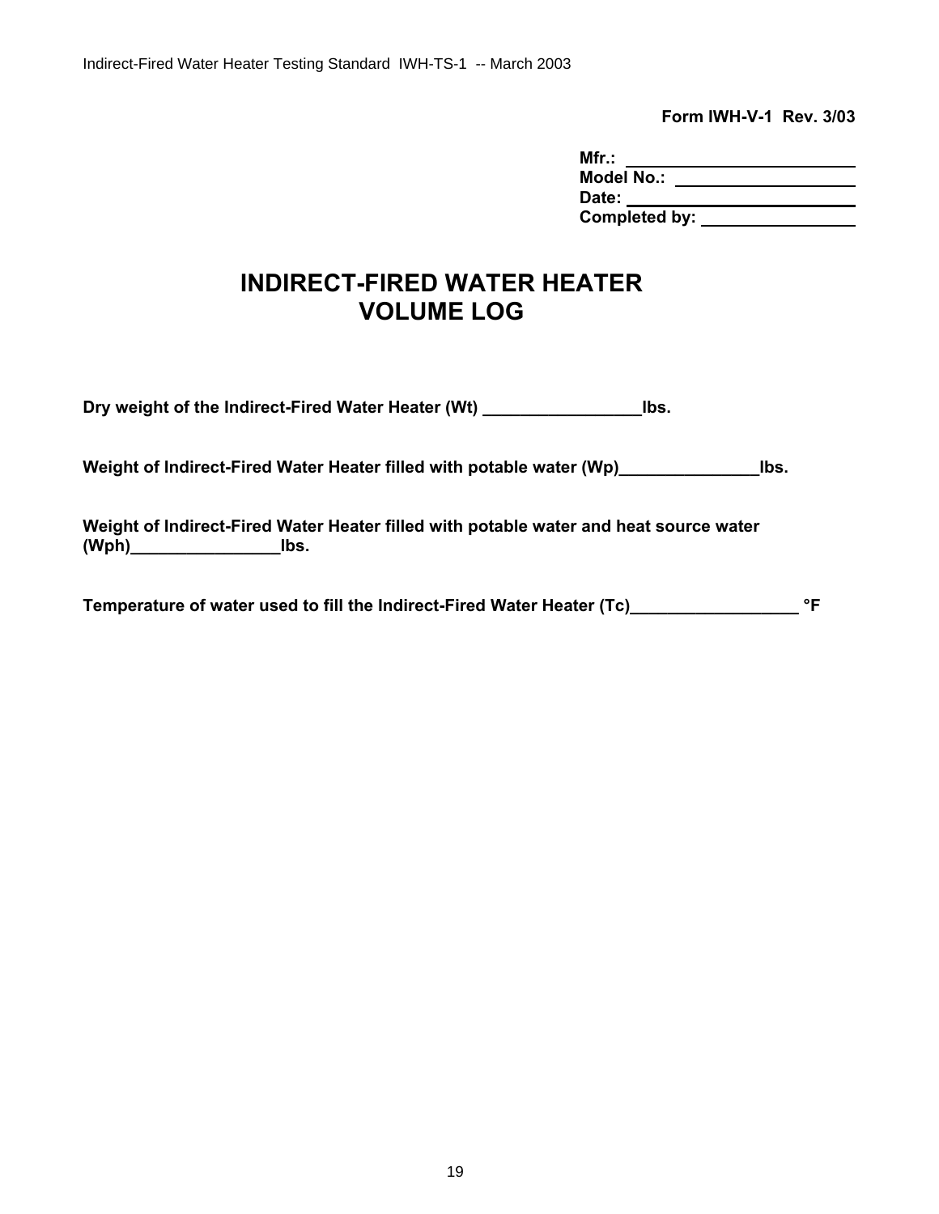**Form IWH-V-1 Rev. 3/03**

**Mfr.:** ________________________
**Model No.:** ____________________
**Date:** ________________________
**Completed by:** _________________

# INDIRECT-FIRED WATER HEATER VOLUME LOG

**Dry weight of the Indirect-Fired Water Heater (Wt) _________________lbs.**

**Weight of Indirect-Fired Water Heater filled with potable water (Wp)_______________lbs.**

**Weight of Indirect-Fired Water Heater filled with potable water and heat source water (Wph)________________lbs.**

**Temperature of water used to fill the Indirect-Fired Water Heater (Tc)__________________ °F**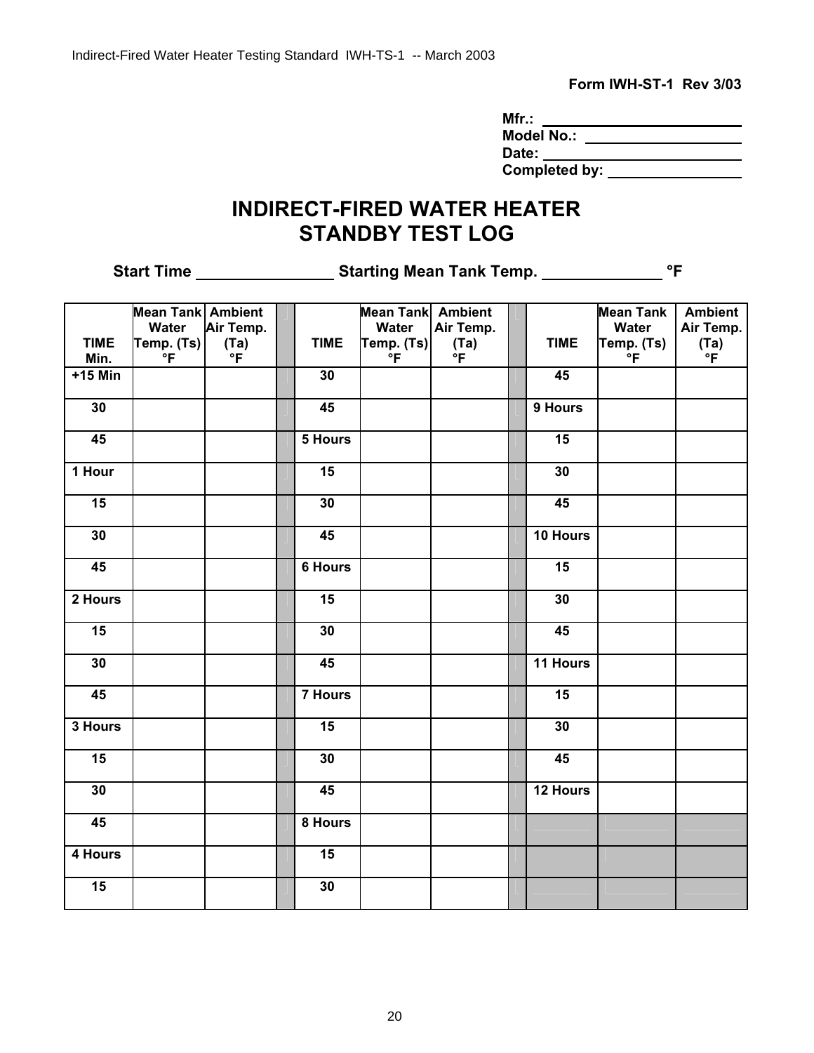**Form IWH-ST-1 Rev 3/03**

**Mfr.:** ____________________
**Model No.:** ____________________
**Date:** ____________________
**Completed by:** ____________________

# INDIRECT-FIRED WATER HEATER STANDBY TEST LOG

**Start Time** ______________ **Starting Mean Tank Temp.** ____________ **°F**

| TIME Min. | Mean Tank Water Temp. (Ts) °F | Ambient Air Temp. (Ta) °F | | TIME | Mean Tank Water Temp. (Ts) °F | Ambient Air Temp. (Ta) °F | | TIME | Mean Tank Water Temp. (Ts) °F | Ambient Air Temp. (Ta) °F |
|---|---|---|---|---|---|---|---|---|---|---|
| +15 Min | | | | 30 | | | | 45 | | |
| 30 | | | | 45 | | | | 9 Hours | | |
| 45 | | | | 5 Hours | | | | 15 | | |
| 1 Hour | | | | 15 | | | | 30 | | |
| 15 | | | | 30 | | | | 45 | | |
| 30 | | | | 45 | | | | 10 Hours | | |
| 45 | | | | 6 Hours | | | | 15 | | |
| 2 Hours | | | | 15 | | | | 30 | | |
| 15 | | | | 30 | | | | 45 | | |
| 30 | | | | 45 | | | | 11 Hours | | |
| 45 | | | | 7 Hours | | | | 15 | | |
| 3 Hours | | | | 15 | | | | 30 | | |
| 15 | | | | 30 | | | | 45 | | |
| 30 | | | | 45 | | | | 12 Hours | | |
| 45 | | | | 8 Hours | | | | | | |
| 4 Hours | | | | 15 | | | | | | |
| 15 | | | | 30 | | | | | | |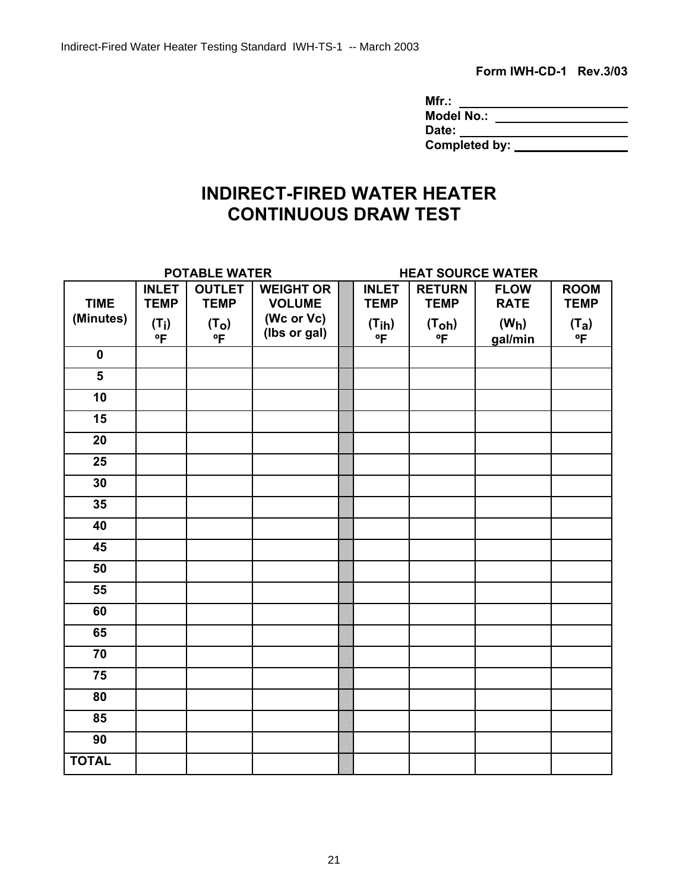**Form IWH-CD-1 Rev.3/03**

**Mfr.:** \_\_\_\_\_\_\_\_\_\_\_\_\_\_\_\_\_\_\_\_
**Model No.:** \_\_\_\_\_\_\_\_\_\_\_\_\_\_\_\_\_\_\_\_
**Date:** \_\_\_\_\_\_\_\_\_\_\_\_\_\_\_\_\_\_\_\_
**Completed by:** \_\_\_\_\_\_\_\_\_\_\_\_\_\_\_\_\_\_\_\_

# INDIRECT-FIRED WATER HEATER CONTINUOUS DRAW TEST

| | POTABLE WATER | | | | HEAT SOURCE WATER | | | |
|---|---|---|---|---|---|---|---|---|
| **TIME (Minutes)** | **INLET TEMP ($T_i$) ºF** | **OUTLET TEMP ($T_o$) ºF** | **WEIGHT OR VOLUME (Wc or Vc) (lbs or gal)** | | **INLET TEMP ($T_{ih}$) ºF** | **RETURN TEMP ($T_{oh}$) ºF** | **FLOW RATE ($W_h$) gal/min** | **ROOM TEMP ($T_a$) ºF** |
| **0** | | | | | | | | |
| **5** | | | | | | | | |
| **10** | | | | | | | | |
| **15** | | | | | | | | |
| **20** | | | | | | | | |
| **25** | | | | | | | | |
| **30** | | | | | | | | |
| **35** | | | | | | | | |
| **40** | | | | | | | | |
| **45** | | | | | | | | |
| **50** | | | | | | | | |
| **55** | | | | | | | | |
| **60** | | | | | | | | |
| **65** | | | | | | | | |
| **70** | | | | | | | | |
| **75** | | | | | | | | |
| **80** | | | | | | | | |
| **85** | | | | | | | | |
| **90** | | | | | | | | |
| **TOTAL** | | | | | | | | |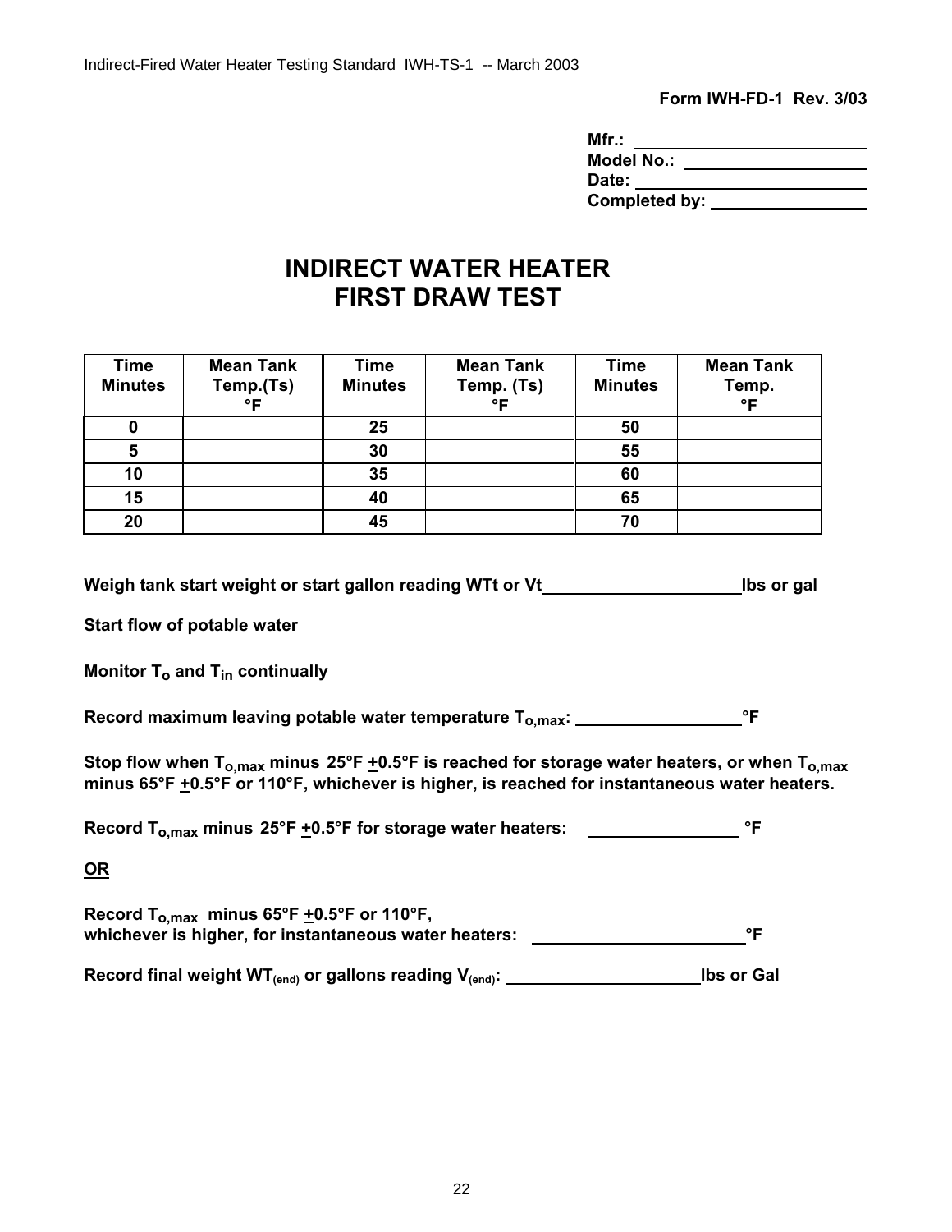**Form IWH-FD-1 Rev. 3/03**

**Mfr.:** ____________________
**Model No.:** ____________________
**Date:** ____________________
**Completed by:** ____________________

# INDIRECT WATER HEATER
# FIRST DRAW TEST

| Time Minutes | Mean Tank Temp.(Ts) °F | Time Minutes | Mean Tank Temp. (Ts) °F | Time Minutes | Mean Tank Temp. °F |
|---|---|---|---|---|---|
| 0 | | 25 | | 50 | |
| 5 | | 30 | | 55 | |
| 10 | | 35 | | 60 | |
| 15 | | 40 | | 65 | |
| 20 | | 45 | | 70 | |

**Weigh tank start weight or start gallon reading WTt or Vt ____________________ lbs or gal**

**Start flow of potable water**

**Monitor $T_o$ and $T_{in}$ continually**

**Record maximum leaving potable water temperature $T_{o,max}$: ________________ °F**

**Stop flow when $T_{o,max}$ minus 25°F ±0.5°F is reached for storage water heaters, or when $T_{o,max}$ minus 65°F ±0.5°F or 110°F, whichever is higher, is reached for instantaneous water heaters.**

**Record $T_{o,max}$ minus 25°F ±0.5°F for storage water heaters: ________________ °F**

**<u>OR</u>**

**Record $T_{o,max}$ minus 65°F ±0.5°F or 110°F, whichever is higher, for instantaneous water heaters: ____________________ °F**

**Record final weight $WT_{(end)}$ or gallons reading $V_{(end)}$: ____________________ lbs or Gal**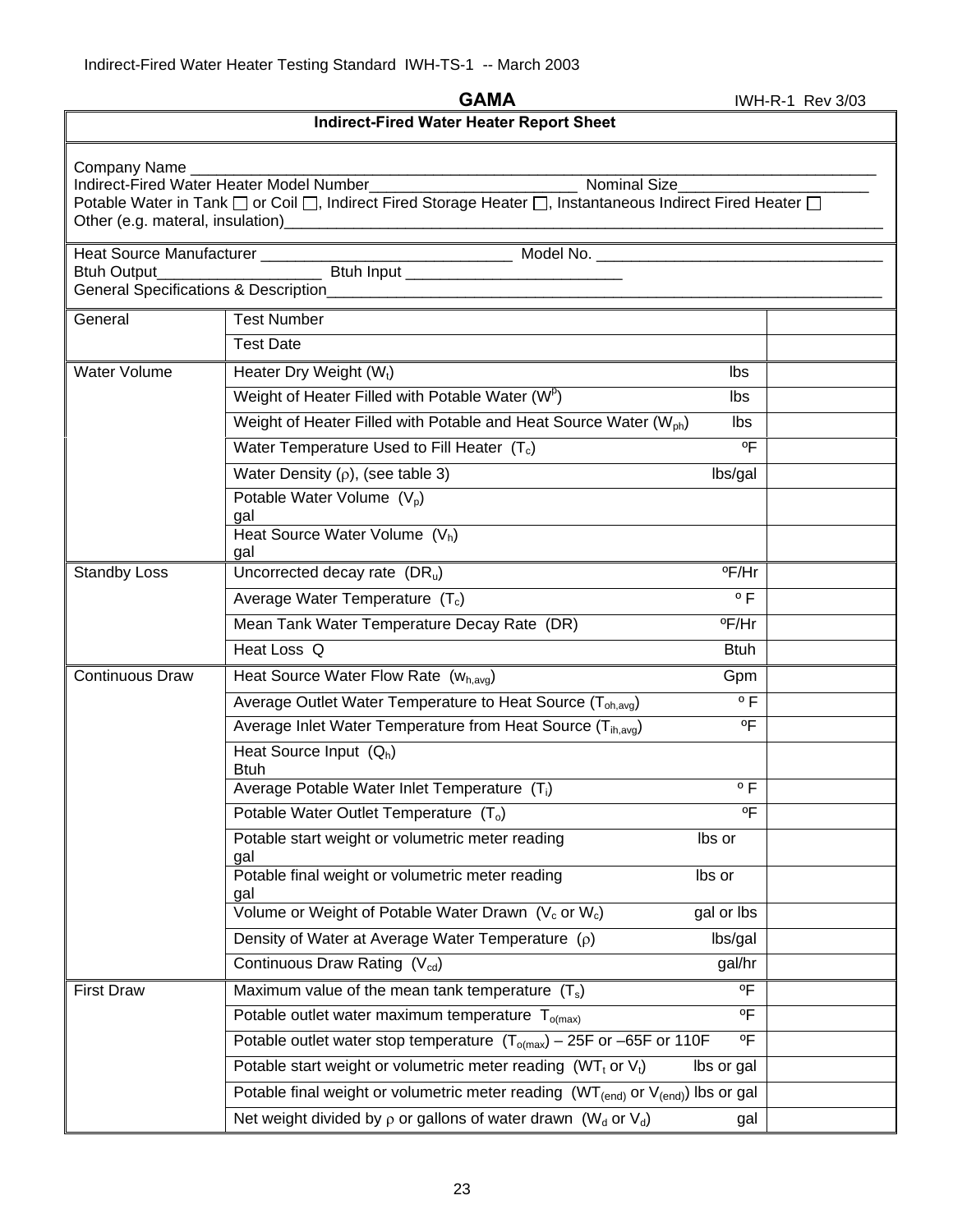**GAMA** IWH-R-1 Rev 3/03

## Indirect-Fired Water Heater Report Sheet

Company Name ______________________________________________________________

Indirect-Fired Water Heater Model Number________________________ Nominal Size______________________

Potable Water in Tank ☐ or Coil ☐, Indirect Fired Storage Heater ☐, Instantaneous Indirect Fired Heater ☐

Other (e.g. materal, insulation)______________________________________________________________

Heat Source Manufacturer ____________________________ Model No. ________________________________

Btuh Output__________________ Btuh Input _________________________

General Specifications & Description______________________________________________________________

| | | | |
|---|---|---|---|
| General | Test Number | | |
| | Test Date | | |
| Water Volume | Heater Dry Weight ($W_t$) | lbs | |
| | Weight of Heater Filled with Potable Water ($W^p$) | lbs | |
| | Weight of Heater Filled with Potable and Heat Source Water ($W_{ph}$) | lbs | |
| | Water Temperature Used to Fill Heater ($T_c$) | ºF | |
| | Water Density ($\rho$), (see table 3) | lbs/gal | |
| | Potable Water Volume ($V_p$) | gal | |
| | Heat Source Water Volume ($V_h$) | gal | |
| Standby Loss | Uncorrected decay rate ($DR_u$) | ºF/Hr | |
| | Average Water Temperature ($T_c$) | º F | |
| | Mean Tank Water Temperature Decay Rate (DR) | ºF/Hr | |
| | Heat Loss Q | Btuh | |
| Continuous Draw | Heat Source Water Flow Rate ($w_{h,avg}$) | Gpm | |
| | Average Outlet Water Temperature to Heat Source ($T_{oh,avg}$) | º F | |
| | Average Inlet Water Temperature from Heat Source ($T_{ih,avg}$) | ºF | |
| | Heat Source Input ($Q_h$) | Btuh | |
| | Average Potable Water Inlet Temperature ($T_i$) | º F | |
| | Potable Water Outlet Temperature ($T_o$) | ºF | |
| | Potable start weight or volumetric meter reading | lbs or gal | |
| | Potable final weight or volumetric meter reading | lbs or gal | |
| | Volume or Weight of Potable Water Drawn ($V_c$ or $W_c$) | gal or lbs | |
| | Density of Water at Average Water Temperature ($\rho$) | lbs/gal | |
| | Continuous Draw Rating ($V_{cd}$) | gal/hr | |
| First Draw | Maximum value of the mean tank temperature ($T_s$) | ºF | |
| | Potable outlet water maximum temperature $T_{o(max)}$ | ºF | |
| | Potable outlet water stop temperature ($T_{o(max)}$) – 25F or –65F or 110F | ºF | |
| | Potable start weight or volumetric meter reading ($WT_t$ or $V_t$) | lbs or gal | |
| | Potable final weight or volumetric meter reading ($WT_{(end)}$ or $V_{(end)}$) | lbs or gal | |
| | Net weight divided by $\rho$ or gallons of water drawn ($W_d$ or $V_d$) | gal | |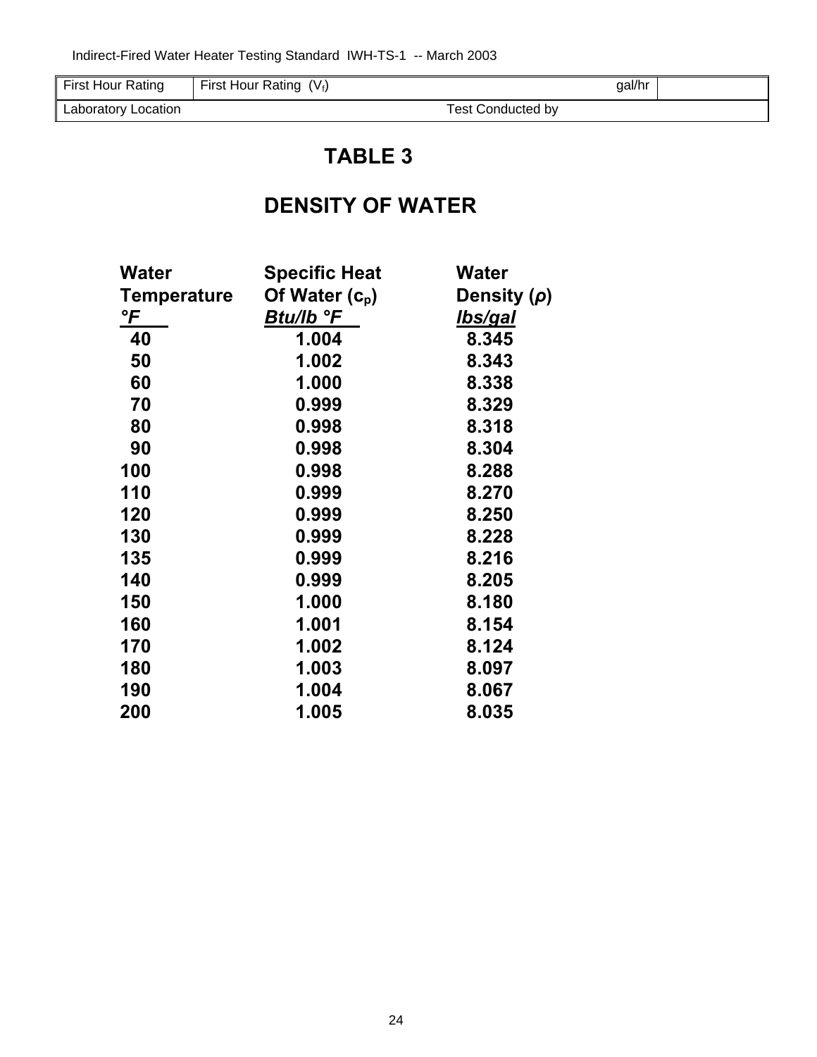| First Hour Rating | First Hour Rating ($V_f$) gal/hr | |
|---|---|---|
| Laboratory Location | Test Conducted by | |

# TABLE 3

## DENSITY OF WATER

| Water Temperature °F | Specific Heat Of Water ($c_p$) Btu/lb °F | Water Density ($\rho$) lbs/gal |
|---|---|---|
| 40 | 1.004 | 8.345 |
| 50 | 1.002 | 8.343 |
| 60 | 1.000 | 8.338 |
| 70 | 0.999 | 8.329 |
| 80 | 0.998 | 8.318 |
| 90 | 0.998 | 8.304 |
| 100 | 0.998 | 8.288 |
| 110 | 0.999 | 8.270 |
| 120 | 0.999 | 8.250 |
| 130 | 0.999 | 8.228 |
| 135 | 0.999 | 8.216 |
| 140 | 0.999 | 8.205 |
| 150 | 1.000 | 8.180 |
| 160 | 1.001 | 8.154 |
| 170 | 1.002 | 8.124 |
| 180 | 1.003 | 8.097 |
| 190 | 1.004 | 8.067 |
| 200 | 1.005 | 8.035 |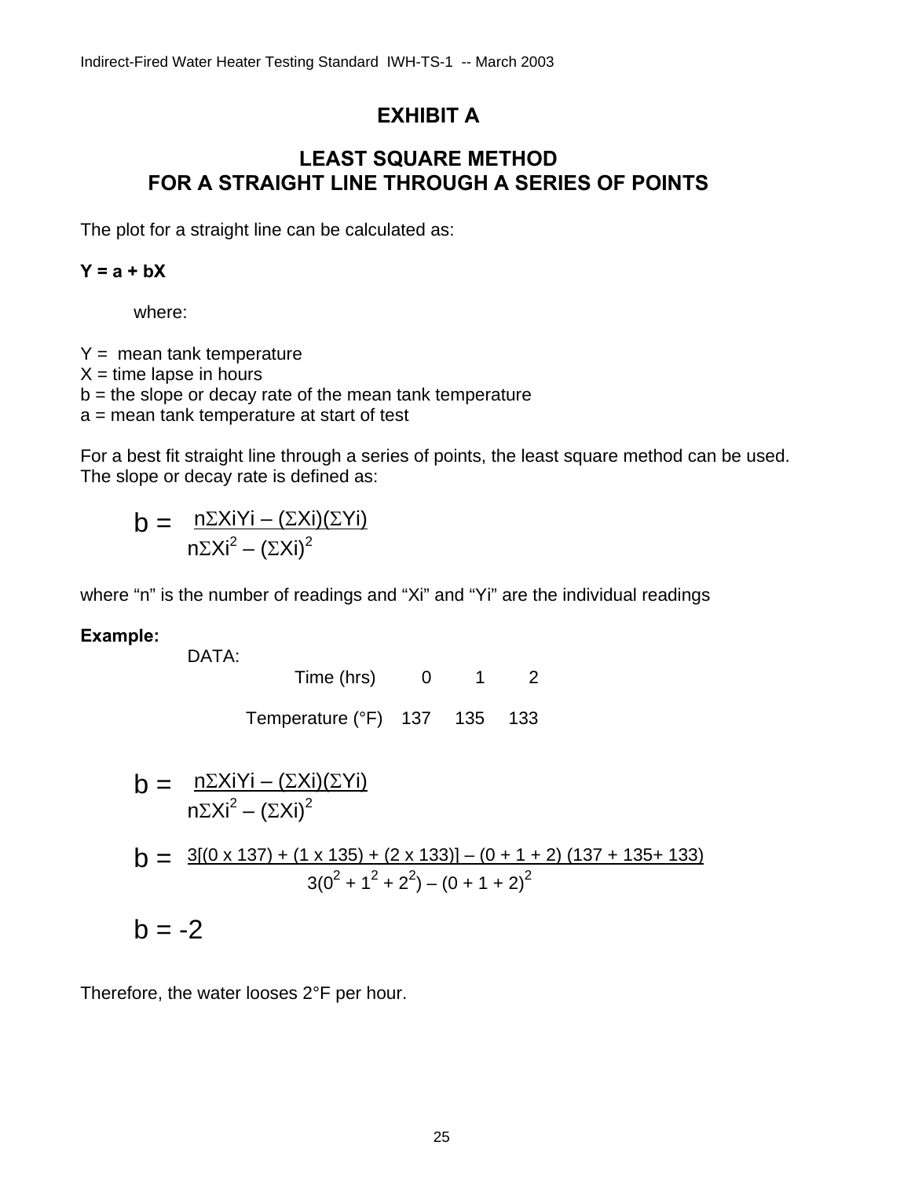# EXHIBIT A

## LEAST SQUARE METHOD FOR A STRAIGHT LINE THROUGH A SERIES OF POINTS

The plot for a straight line can be calculated as:

**Y = a + bX**

where:

Y = mean tank temperature
X = time lapse in hours
b = the slope or decay rate of the mean tank temperature
a = mean tank temperature at start of test

For a best fit straight line through a series of points, the least square method can be used. The slope or decay rate is defined as:

$$b = \frac{n\Sigma XiYi - (\Sigma Xi)(\Sigma Yi)}{n\Sigma Xi^2 - (\Sigma Xi)^2}$$

where “n” is the number of readings and “Xi” and “Yi” are the individual readings

**Example:**

DATA:

| | | | |
|---|---|---|---|
| Time (hrs) | 0 | 1 | 2 |
| Temperature (°F) | 137 | 135 | 133 |

$$b = \frac{n\Sigma XiYi - (\Sigma Xi)(\Sigma Yi)}{n\Sigma Xi^2 - (\Sigma Xi)^2}$$

$$b = \frac{3[(0 \times 137) + (1 \times 135) + (2 \times 133)] - (0 + 1 + 2)(137 + 135 + 133)}{3(0^2 + 1^2 + 2^2) - (0 + 1 + 2)^2}$$

$$b = -2$$

Therefore, the water looses 2°F per hour.